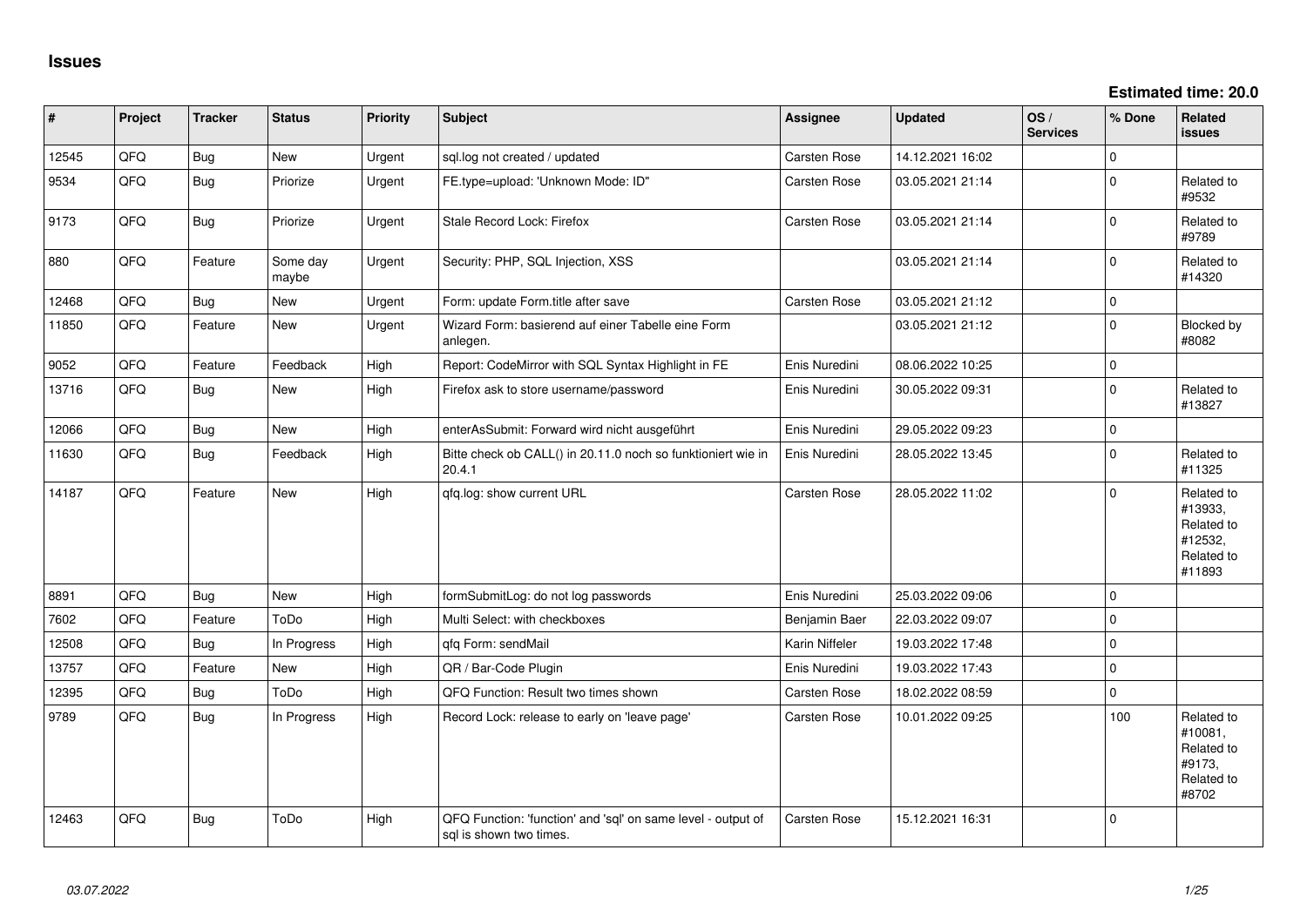# Issues

**Estimated time: 20.0**

| # | Project | Tracker | Status | Priority | Subject | Assignee | Updated | OS / Services | % Done | Related issues |
|---|---|---|---|---|---|---|---|---|---|---|
| 12545 | QFQ | Bug | New | Urgent | sql.log not created / updated | Carsten Rose | 14.12.2021 16:02 | | 0 | |
| 9534 | QFQ | Bug | Priorize | Urgent | FE.type=upload: 'Unknown Mode: ID" | Carsten Rose | 03.05.2021 21:14 | | 0 | Related to #9532 |
| 9173 | QFQ | Bug | Priorize | Urgent | Stale Record Lock: Firefox | Carsten Rose | 03.05.2021 21:14 | | 0 | Related to #9789 |
| 880 | QFQ | Feature | Some day maybe | Urgent | Security: PHP, SQL Injection, XSS | | 03.05.2021 21:14 | | 0 | Related to #14320 |
| 12468 | QFQ | Bug | New | Urgent | Form: update Form.title after save | Carsten Rose | 03.05.2021 21:12 | | 0 | |
| 11850 | QFQ | Feature | New | Urgent | Wizard Form: basierend auf einer Tabelle eine Form anlegen. | | 03.05.2021 21:12 | | 0 | Blocked by #8082 |
| 9052 | QFQ | Feature | Feedback | High | Report: CodeMirror with SQL Syntax Highlight in FE | Enis Nuredini | 08.06.2022 10:25 | | 0 | |
| 13716 | QFQ | Bug | New | High | Firefox ask to store username/password | Enis Nuredini | 30.05.2022 09:31 | | 0 | Related to #13827 |
| 12066 | QFQ | Bug | New | High | enterAsSubmit: Forward wird nicht ausgeführt | Enis Nuredini | 29.05.2022 09:23 | | 0 | |
| 11630 | QFQ | Bug | Feedback | High | Bitte check ob CALL() in 20.11.0 noch so funktioniert wie in 20.4.1 | Enis Nuredini | 28.05.2022 13:45 | | 0 | Related to #11325 |
| 14187 | QFQ | Feature | New | High | qfq.log: show current URL | Carsten Rose | 28.05.2022 11:02 | | 0 | Related to #13933, Related to #12532, Related to #11893 |
| 8891 | QFQ | Bug | New | High | formSubmitLog: do not log passwords | Enis Nuredini | 25.03.2022 09:06 | | 0 | |
| 7602 | QFQ | Feature | ToDo | High | Multi Select: with checkboxes | Benjamin Baer | 22.03.2022 09:07 | | 0 | |
| 12508 | QFQ | Bug | In Progress | High | qfq Form: sendMail | Karin Niffeler | 19.03.2022 17:48 | | 0 | |
| 13757 | QFQ | Feature | New | High | QR / Bar-Code Plugin | Enis Nuredini | 19.03.2022 17:43 | | 0 | |
| 12395 | QFQ | Bug | ToDo | High | QFQ Function: Result two times shown | Carsten Rose | 18.02.2022 08:59 | | 0 | |
| 9789 | QFQ | Bug | In Progress | High | Record Lock: release to early on 'leave page' | Carsten Rose | 10.01.2022 09:25 | | 100 | Related to #10081, Related to #9173, Related to #8702 |
| 12463 | QFQ | Bug | ToDo | High | QFQ Function: 'function' and 'sql' on same level - output of sql is shown two times. | Carsten Rose | 15.12.2021 16:31 | | 0 | |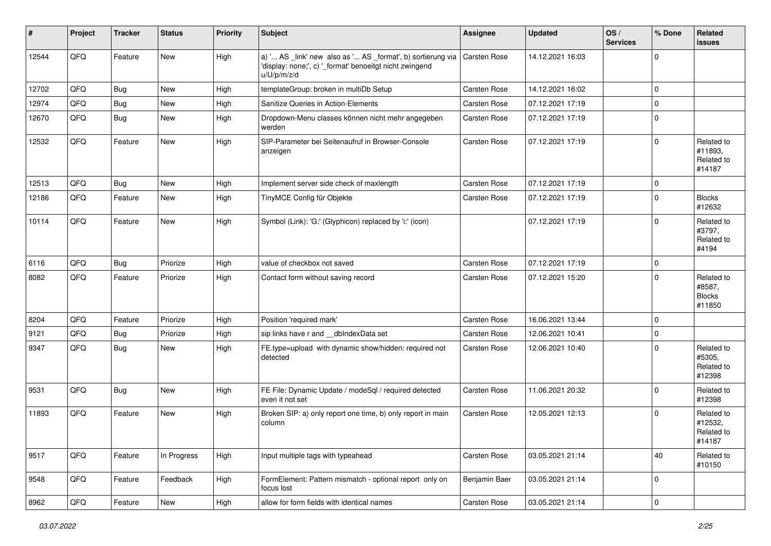| # | Project | Tracker | Status | Priority | Subject | Assignee | Updated | OS / Services | % Done | Related issues |
|---|---|---|---|---|---|---|---|---|---|---|
| 12544 | QFQ | Feature | New | High | a) '... AS _link' new also as '... AS _format', b) sortierung via 'display: none;', c) '_format' benoeitgt nicht zwingend u/U/p/m/z/d | Carsten Rose | 14.12.2021 16:03 | | 0 | |
| 12702 | QFQ | Bug | New | High | templateGroup: broken in multiDb Setup | Carsten Rose | 14.12.2021 16:02 | | 0 | |
| 12974 | QFQ | Bug | New | High | Sanitize Queries in Action-Elements | Carsten Rose | 07.12.2021 17:19 | | 0 | |
| 12670 | QFQ | Bug | New | High | Dropdown-Menu classes können nicht mehr angegeben werden | Carsten Rose | 07.12.2021 17:19 | | 0 | |
| 12532 | QFQ | Feature | New | High | SIP-Parameter bei Seitenaufruf in Browser-Console anzeigen | Carsten Rose | 07.12.2021 17:19 | | 0 | Related to #11893, Related to #14187 |
| 12513 | QFQ | Bug | New | High | Implement server side check of maxlength | Carsten Rose | 07.12.2021 17:19 | | 0 | |
| 12186 | QFQ | Feature | New | High | TinyMCE Config für Objekte | Carsten Rose | 07.12.2021 17:19 | | 0 | Blocks #12632 |
| 10114 | QFQ | Feature | New | High | Symbol (Link): 'G:' (Glyphicon) replaced by 'i:' (icon) | | 07.12.2021 17:19 | | 0 | Related to #3797, Related to #4194 |
| 6116 | QFQ | Bug | Priorize | High | value of checkbox not saved | Carsten Rose | 07.12.2021 17:19 | | 0 | |
| 8082 | QFQ | Feature | Priorize | High | Contact form without saving record | Carsten Rose | 07.12.2021 15:20 | | 0 | Related to #8587, Blocks #11850 |
| 8204 | QFQ | Feature | Priorize | High | Position 'required mark' | Carsten Rose | 16.06.2021 13:44 | | 0 | |
| 9121 | QFQ | Bug | Priorize | High | sip links have r and __dbIndexData set | Carsten Rose | 12.06.2021 10:41 | | 0 | |
| 9347 | QFQ | Bug | New | High | FE.type=upload with dynamic show/hidden: required not detected | Carsten Rose | 12.06.2021 10:40 | | 0 | Related to #5305, Related to #12398 |
| 9531 | QFQ | Bug | New | High | FE File: Dynamic Update / modeSql / required detected even it not set | Carsten Rose | 11.06.2021 20:32 | | 0 | Related to #12398 |
| 11893 | QFQ | Feature | New | High | Broken SIP: a) only report one time, b) only report in main column | Carsten Rose | 12.05.2021 12:13 | | 0 | Related to #12532, Related to #14187 |
| 9517 | QFQ | Feature | In Progress | High | Input multiple tags with typeahead | Carsten Rose | 03.05.2021 21:14 | | 40 | Related to #10150 |
| 9548 | QFQ | Feature | Feedback | High | FormElement: Pattern mismatch - optional report only on focus lost | Benjamin Baer | 03.05.2021 21:14 | | 0 | |
| 8962 | QFQ | Feature | New | High | allow for form fields with identical names | Carsten Rose | 03.05.2021 21:14 | | 0 | |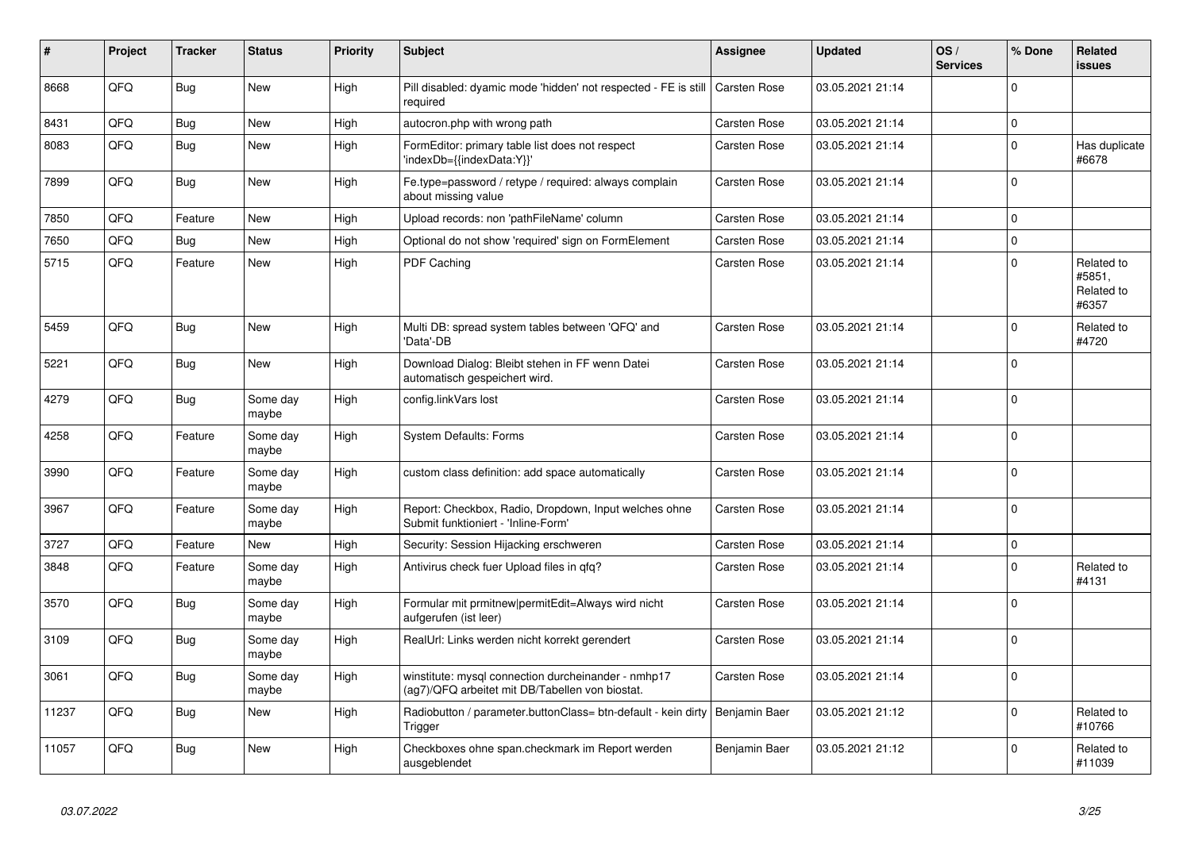| # | Project | Tracker | Status | Priority | Subject | Assignee | Updated | OS / Services | % Done | Related issues |
|---|---|---|---|---|---|---|---|---|---|---|
| 8668 | QFQ | Bug | New | High | Pill disabled: dyamic mode 'hidden' not respected - FE is still required | Carsten Rose | 03.05.2021 21:14 | | 0 | |
| 8431 | QFQ | Bug | New | High | autocron.php with wrong path | Carsten Rose | 03.05.2021 21:14 | | 0 | |
| 8083 | QFQ | Bug | New | High | FormEditor: primary table list does not respect 'indexDb={{indexData:Y}}' | Carsten Rose | 03.05.2021 21:14 | | 0 | Has duplicate #6678 |
| 7899 | QFQ | Bug | New | High | Fe.type=password / retype / required: always complain about missing value | Carsten Rose | 03.05.2021 21:14 | | 0 | |
| 7850 | QFQ | Feature | New | High | Upload records: non 'pathFileName' column | Carsten Rose | 03.05.2021 21:14 | | 0 | |
| 7650 | QFQ | Bug | New | High | Optional do not show 'required' sign on FormElement | Carsten Rose | 03.05.2021 21:14 | | 0 | |
| 5715 | QFQ | Feature | New | High | PDF Caching | Carsten Rose | 03.05.2021 21:14 | | 0 | Related to #5851, Related to #6357 |
| 5459 | QFQ | Bug | New | High | Multi DB: spread system tables between 'QFQ' and 'Data'-DB | Carsten Rose | 03.05.2021 21:14 | | 0 | Related to #4720 |
| 5221 | QFQ | Bug | New | High | Download Dialog: Bleibt stehen in FF wenn Datei automatisch gespeichert wird. | Carsten Rose | 03.05.2021 21:14 | | 0 | |
| 4279 | QFQ | Bug | Some day maybe | High | config.linkVars lost | Carsten Rose | 03.05.2021 21:14 | | 0 | |
| 4258 | QFQ | Feature | Some day maybe | High | System Defaults: Forms | Carsten Rose | 03.05.2021 21:14 | | 0 | |
| 3990 | QFQ | Feature | Some day maybe | High | custom class definition: add space automatically | Carsten Rose | 03.05.2021 21:14 | | 0 | |
| 3967 | QFQ | Feature | Some day maybe | High | Report: Checkbox, Radio, Dropdown, Input welches ohne Submit funktioniert - 'Inline-Form' | Carsten Rose | 03.05.2021 21:14 | | 0 | |
| 3727 | QFQ | Feature | New | High | Security: Session Hijacking erschweren | Carsten Rose | 03.05.2021 21:14 | | 0 | |
| 3848 | QFQ | Feature | Some day maybe | High | Antivirus check fuer Upload files in qfq? | Carsten Rose | 03.05.2021 21:14 | | 0 | Related to #4131 |
| 3570 | QFQ | Bug | Some day maybe | High | Formular mit prmitnew\|permitEdit=Always wird nicht aufgerufen (ist leer) | Carsten Rose | 03.05.2021 21:14 | | 0 | |
| 3109 | QFQ | Bug | Some day maybe | High | RealUrl: Links werden nicht korrekt gerendert | Carsten Rose | 03.05.2021 21:14 | | 0 | |
| 3061 | QFQ | Bug | Some day maybe | High | winstitute: mysql connection durcheinander - nmhp17 (ag7)/QFQ arbeitet mit DB/Tabellen von biostat. | Carsten Rose | 03.05.2021 21:14 | | 0 | |
| 11237 | QFQ | Bug | New | High | Radiobutton / parameter.buttonClass= btn-default - kein dirty Trigger | Benjamin Baer | 03.05.2021 21:12 | | 0 | Related to #10766 |
| 11057 | QFQ | Bug | New | High | Checkboxes ohne span.checkmark im Report werden ausgeblendet | Benjamin Baer | 03.05.2021 21:12 | | 0 | Related to #11039 |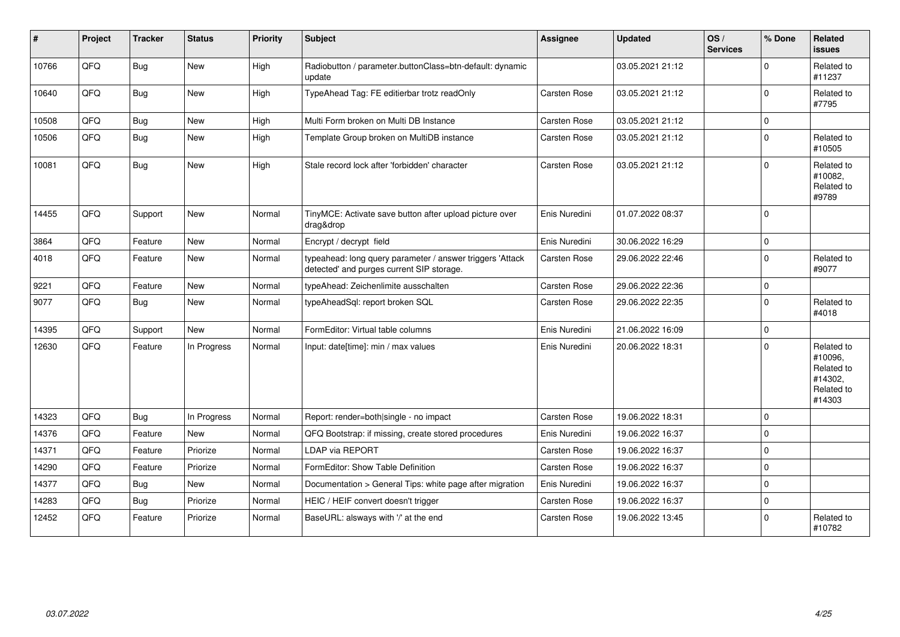| # | Project | Tracker | Status | Priority | Subject | Assignee | Updated | OS / Services | % Done | Related issues |
|---|---|---|---|---|---|---|---|---|---|---|
| 10766 | QFQ | Bug | New | High | Radiobutton / parameter.buttonClass=btn-default: dynamic update | | 03.05.2021 21:12 | | 0 | Related to #11237 |
| 10640 | QFQ | Bug | New | High | TypeAhead Tag: FE editierbar trotz readOnly | Carsten Rose | 03.05.2021 21:12 | | 0 | Related to #7795 |
| 10508 | QFQ | Bug | New | High | Multi Form broken on Multi DB Instance | Carsten Rose | 03.05.2021 21:12 | | 0 | |
| 10506 | QFQ | Bug | New | High | Template Group broken on MultiDB instance | Carsten Rose | 03.05.2021 21:12 | | 0 | Related to #10505 |
| 10081 | QFQ | Bug | New | High | Stale record lock after 'forbidden' character | Carsten Rose | 03.05.2021 21:12 | | 0 | Related to #10082, Related to #9789 |
| 14455 | QFQ | Support | New | Normal | TinyMCE: Activate save button after upload picture over drag&drop | Enis Nuredini | 01.07.2022 08:37 | | 0 | |
| 3864 | QFQ | Feature | New | Normal | Encrypt / decrypt field | Enis Nuredini | 30.06.2022 16:29 | | 0 | |
| 4018 | QFQ | Feature | New | Normal | typeahead: long query parameter / answer triggers 'Attack detected' and purges current SIP storage. | Carsten Rose | 29.06.2022 22:46 | | 0 | Related to #9077 |
| 9221 | QFQ | Feature | New | Normal | typeAhead: Zeichenlimite ausschalten | Carsten Rose | 29.06.2022 22:36 | | 0 | |
| 9077 | QFQ | Bug | New | Normal | typeAheadSql: report broken SQL | Carsten Rose | 29.06.2022 22:35 | | 0 | Related to #4018 |
| 14395 | QFQ | Support | New | Normal | FormEditor: Virtual table columns | Enis Nuredini | 21.06.2022 16:09 | | 0 | |
| 12630 | QFQ | Feature | In Progress | Normal | Input: date[time]: min / max values | Enis Nuredini | 20.06.2022 18:31 | | 0 | Related to #10096, Related to #14302, Related to #14303 |
| 14323 | QFQ | Bug | In Progress | Normal | Report: render=both\|single - no impact | Carsten Rose | 19.06.2022 18:31 | | 0 | |
| 14376 | QFQ | Feature | New | Normal | QFQ Bootstrap: if missing, create stored procedures | Enis Nuredini | 19.06.2022 16:37 | | 0 | |
| 14371 | QFQ | Feature | Priorize | Normal | LDAP via REPORT | Carsten Rose | 19.06.2022 16:37 | | 0 | |
| 14290 | QFQ | Feature | Priorize | Normal | FormEditor: Show Table Definition | Carsten Rose | 19.06.2022 16:37 | | 0 | |
| 14377 | QFQ | Bug | New | Normal | Documentation > General Tips: white page after migration | Enis Nuredini | 19.06.2022 16:37 | | 0 | |
| 14283 | QFQ | Bug | Priorize | Normal | HEIC / HEIF convert doesn't trigger | Carsten Rose | 19.06.2022 16:37 | | 0 | |
| 12452 | QFQ | Feature | Priorize | Normal | BaseURL: alsways with '/' at the end | Carsten Rose | 19.06.2022 13:45 | | 0 | Related to #10782 |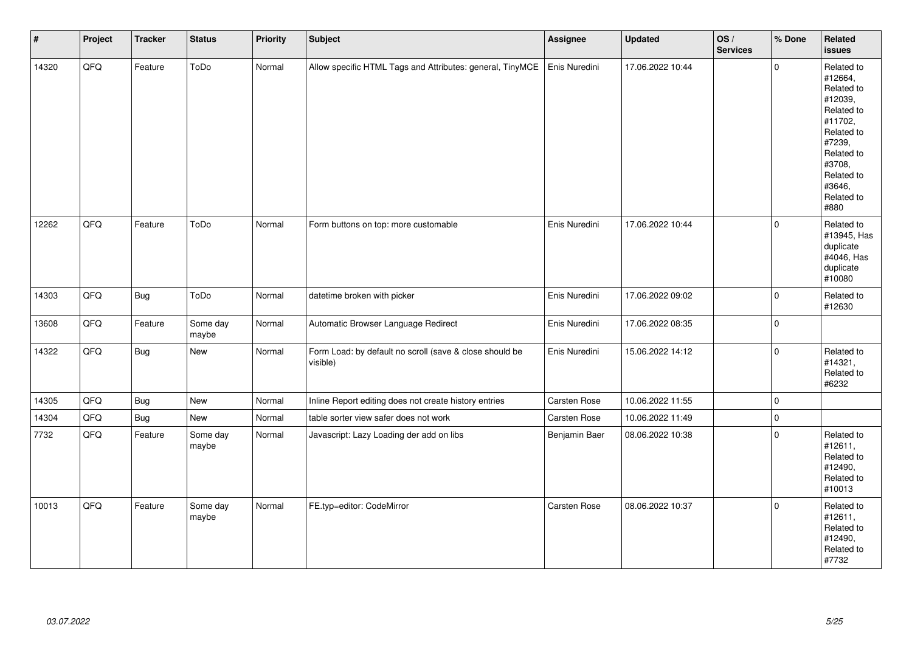| # | Project | Tracker | Status | Priority | Subject | Assignee | Updated | OS / Services | % Done | Related issues |
|---|---|---|---|---|---|---|---|---|---|---|
| 14320 | QFQ | Feature | ToDo | Normal | Allow specific HTML Tags and Attributes: general, TinyMCE | Enis Nuredini | 17.06.2022 10:44 | | 0 | Related to #12664, Related to #12039, Related to #11702, Related to #7239, Related to #3708, Related to #3646, Related to #880 |
| 12262 | QFQ | Feature | ToDo | Normal | Form buttons on top: more customable | Enis Nuredini | 17.06.2022 10:44 | | 0 | Related to #13945, Has duplicate #4046, Has duplicate #10080 |
| 14303 | QFQ | Bug | ToDo | Normal | datetime broken with picker | Enis Nuredini | 17.06.2022 09:02 | | 0 | Related to #12630 |
| 13608 | QFQ | Feature | Some day maybe | Normal | Automatic Browser Language Redirect | Enis Nuredini | 17.06.2022 08:35 | | 0 | |
| 14322 | QFQ | Bug | New | Normal | Form Load: by default no scroll (save & close should be visible) | Enis Nuredini | 15.06.2022 14:12 | | 0 | Related to #14321, Related to #6232 |
| 14305 | QFQ | Bug | New | Normal | Inline Report editing does not create history entries | Carsten Rose | 10.06.2022 11:55 | | 0 | |
| 14304 | QFQ | Bug | New | Normal | table sorter view safer does not work | Carsten Rose | 10.06.2022 11:49 | | 0 | |
| 7732 | QFQ | Feature | Some day maybe | Normal | Javascript: Lazy Loading der add on libs | Benjamin Baer | 08.06.2022 10:38 | | 0 | Related to #12611, Related to #12490, Related to #10013 |
| 10013 | QFQ | Feature | Some day maybe | Normal | FE.typ=editor: CodeMirror | Carsten Rose | 08.06.2022 10:37 | | 0 | Related to #12611, Related to #12490, Related to #7732 |

*03.07.2022*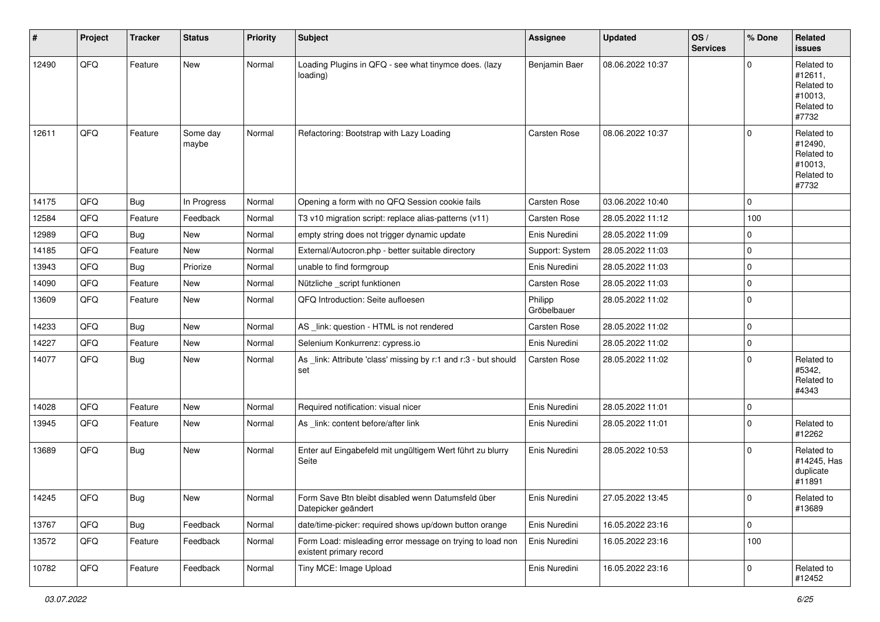| # | Project | Tracker | Status | Priority | Subject | Assignee | Updated | OS / Services | % Done | Related issues |
|---|---|---|---|---|---|---|---|---|---|---|
| 12490 | QFQ | Feature | New | Normal | Loading Plugins in QFQ - see what tinymce does. (lazy loading) | Benjamin Baer | 08.06.2022 10:37 | | 0 | Related to #12611, Related to #10013, Related to #7732 |
| 12611 | QFQ | Feature | Some day maybe | Normal | Refactoring: Bootstrap with Lazy Loading | Carsten Rose | 08.06.2022 10:37 | | 0 | Related to #12490, Related to #10013, Related to #7732 |
| 14175 | QFQ | Bug | In Progress | Normal | Opening a form with no QFQ Session cookie fails | Carsten Rose | 03.06.2022 10:40 | | 0 | |
| 12584 | QFQ | Feature | Feedback | Normal | T3 v10 migration script: replace alias-patterns (v11) | Carsten Rose | 28.05.2022 11:12 | | 100 | |
| 12989 | QFQ | Bug | New | Normal | empty string does not trigger dynamic update | Enis Nuredini | 28.05.2022 11:09 | | 0 | |
| 14185 | QFQ | Feature | New | Normal | External/Autocron.php - better suitable directory | Support: System | 28.05.2022 11:03 | | 0 | |
| 13943 | QFQ | Bug | Priorize | Normal | unable to find formgroup | Enis Nuredini | 28.05.2022 11:03 | | 0 | |
| 14090 | QFQ | Feature | New | Normal | Nützliche _script funktionen | Carsten Rose | 28.05.2022 11:03 | | 0 | |
| 13609 | QFQ | Feature | New | Normal | QFQ Introduction: Seite aufloesen | Philipp Gröbelbauer | 28.05.2022 11:02 | | 0 | |
| 14233 | QFQ | Bug | New | Normal | AS _link: question - HTML is not rendered | Carsten Rose | 28.05.2022 11:02 | | 0 | |
| 14227 | QFQ | Feature | New | Normal | Selenium Konkurrenz: cypress.io | Enis Nuredini | 28.05.2022 11:02 | | 0 | |
| 14077 | QFQ | Bug | New | Normal | As _link: Attribute 'class' missing by r:1 and r:3 - but should set | Carsten Rose | 28.05.2022 11:02 | | 0 | Related to #5342, Related to #4343 |
| 14028 | QFQ | Feature | New | Normal | Required notification: visual nicer | Enis Nuredini | 28.05.2022 11:01 | | 0 | |
| 13945 | QFQ | Feature | New | Normal | As _link: content before/after link | Enis Nuredini | 28.05.2022 11:01 | | 0 | Related to #12262 |
| 13689 | QFQ | Bug | New | Normal | Enter auf Eingabefeld mit ungültigem Wert führt zu blurry Seite | Enis Nuredini | 28.05.2022 10:53 | | 0 | Related to #14245, Has duplicate #11891 |
| 14245 | QFQ | Bug | New | Normal | Form Save Btn bleibt disabled wenn Datumsfeld über Datepicker geändert | Enis Nuredini | 27.05.2022 13:45 | | 0 | Related to #13689 |
| 13767 | QFQ | Bug | Feedback | Normal | date/time-picker: required shows up/down button orange | Enis Nuredini | 16.05.2022 23:16 | | 0 | |
| 13572 | QFQ | Feature | Feedback | Normal | Form Load: misleading error message on trying to load non existent primary record | Enis Nuredini | 16.05.2022 23:16 | | 100 | |
| 10782 | QFQ | Feature | Feedback | Normal | Tiny MCE: Image Upload | Enis Nuredini | 16.05.2022 23:16 | | 0 | Related to #12452 |

*03.07.2022*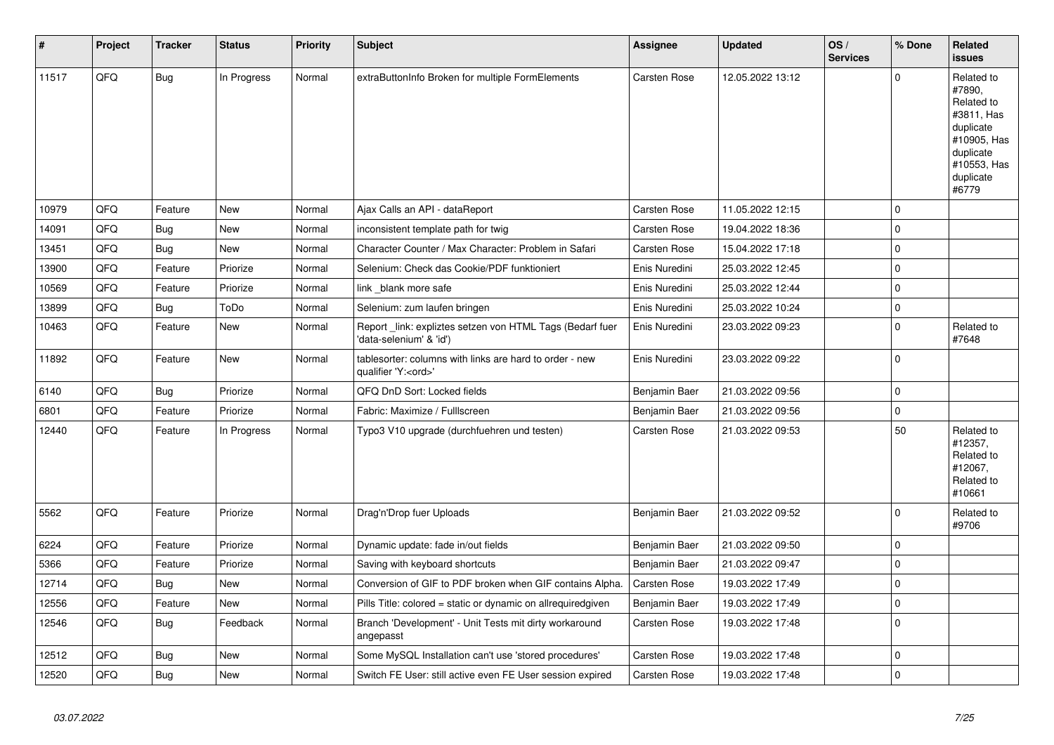| # | Project | Tracker | Status | Priority | Subject | Assignee | Updated | OS / Services | % Done | Related issues |
|---|---|---|---|---|---|---|---|---|---|---|
| 11517 | QFQ | Bug | In Progress | Normal | extraButtonInfo Broken for multiple FormElements | Carsten Rose | 12.05.2022 13:12 | | 0 | Related to #7890, Related to #3811, Has duplicate #10905, Has duplicate #10553, Has duplicate #6779 |
| 10979 | QFQ | Feature | New | Normal | Ajax Calls an API - dataReport | Carsten Rose | 11.05.2022 12:15 | | 0 | |
| 14091 | QFQ | Bug | New | Normal | inconsistent template path for twig | Carsten Rose | 19.04.2022 18:36 | | 0 | |
| 13451 | QFQ | Bug | New | Normal | Character Counter / Max Character: Problem in Safari | Carsten Rose | 15.04.2022 17:18 | | 0 | |
| 13900 | QFQ | Feature | Priorize | Normal | Selenium: Check das Cookie/PDF funktioniert | Enis Nuredini | 25.03.2022 12:45 | | 0 | |
| 10569 | QFQ | Feature | Priorize | Normal | link _blank more safe | Enis Nuredini | 25.03.2022 12:44 | | 0 | |
| 13899 | QFQ | Bug | ToDo | Normal | Selenium: zum laufen bringen | Enis Nuredini | 25.03.2022 10:24 | | 0 | |
| 10463 | QFQ | Feature | New | Normal | Report _link: expliztes setzen von HTML Tags (Bedarf fuer 'data-selenium' & 'id') | Enis Nuredini | 23.03.2022 09:23 | | 0 | Related to #7648 |
| 11892 | QFQ | Feature | New | Normal | tablesorter: columns with links are hard to order - new qualifier 'Y:<ord>' | Enis Nuredini | 23.03.2022 09:22 | | 0 | |
| 6140 | QFQ | Bug | Priorize | Normal | QFQ DnD Sort: Locked fields | Benjamin Baer | 21.03.2022 09:56 | | 0 | |
| 6801 | QFQ | Feature | Priorize | Normal | Fabric: Maximize / Fulllscreen | Benjamin Baer | 21.03.2022 09:56 | | 0 | |
| 12440 | QFQ | Feature | In Progress | Normal | Typo3 V10 upgrade (durchfuehren und testen) | Carsten Rose | 21.03.2022 09:53 | | 50 | Related to #12357, Related to #12067, Related to #10661 |
| 5562 | QFQ | Feature | Priorize | Normal | Drag'n'Drop fuer Uploads | Benjamin Baer | 21.03.2022 09:52 | | 0 | Related to #9706 |
| 6224 | QFQ | Feature | Priorize | Normal | Dynamic update: fade in/out fields | Benjamin Baer | 21.03.2022 09:50 | | 0 | |
| 5366 | QFQ | Feature | Priorize | Normal | Saving with keyboard shortcuts | Benjamin Baer | 21.03.2022 09:47 | | 0 | |
| 12714 | QFQ | Bug | New | Normal | Conversion of GIF to PDF broken when GIF contains Alpha. | Carsten Rose | 19.03.2022 17:49 | | 0 | |
| 12556 | QFQ | Feature | New | Normal | Pills Title: colored = static or dynamic on allrequiredgiven | Benjamin Baer | 19.03.2022 17:49 | | 0 | |
| 12546 | QFQ | Bug | Feedback | Normal | Branch 'Development' - Unit Tests mit dirty workaround angepasst | Carsten Rose | 19.03.2022 17:48 | | 0 | |
| 12512 | QFQ | Bug | New | Normal | Some MySQL Installation can't use 'stored procedures' | Carsten Rose | 19.03.2022 17:48 | | 0 | |
| 12520 | QFQ | Bug | New | Normal | Switch FE User: still active even FE User session expired | Carsten Rose | 19.03.2022 17:48 | | 0 | |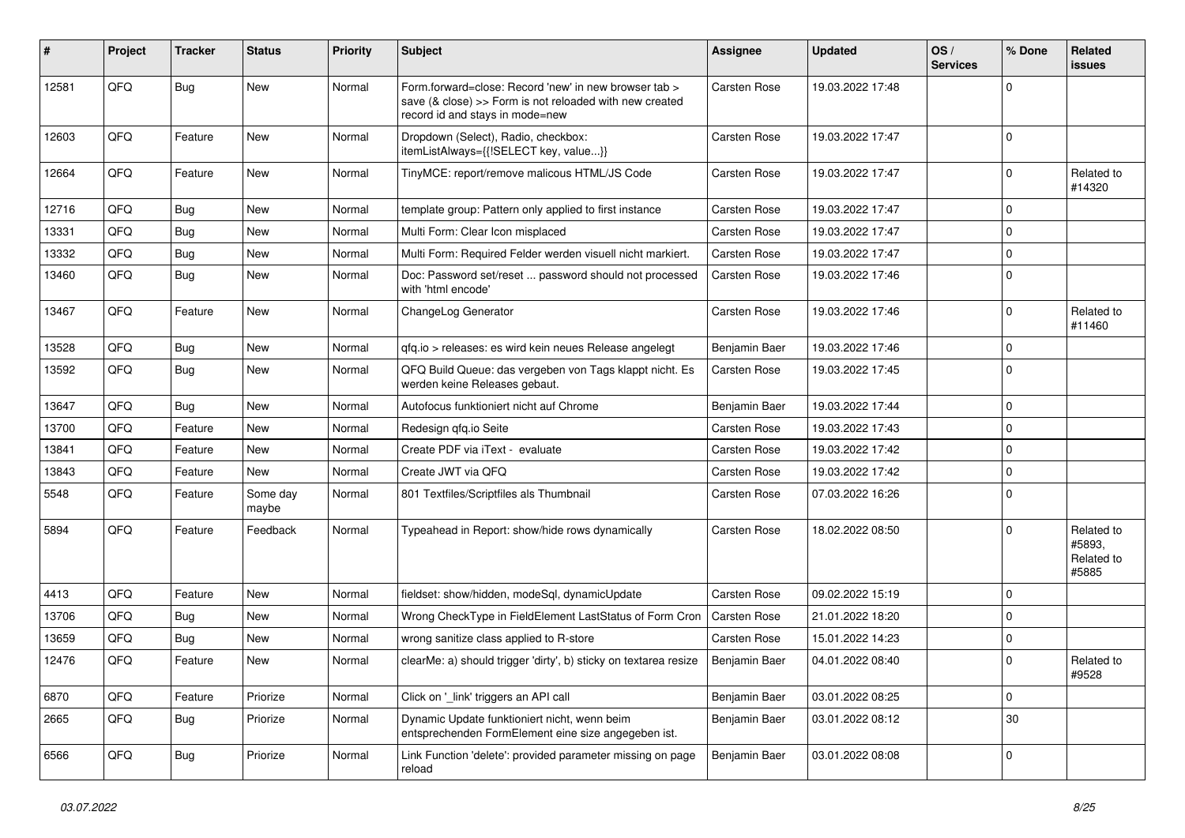| # | Project | Tracker | Status | Priority | Subject | Assignee | Updated | OS / Services | % Done | Related issues |
|---|---|---|---|---|---|---|---|---|---|---|
| 12581 | QFQ | Bug | New | Normal | Form.forward=close: Record 'new' in new browser tab > save (& close) >> Form is not reloaded with new created record id and stays in mode=new | Carsten Rose | 19.03.2022 17:48 | | 0 | |
| 12603 | QFQ | Feature | New | Normal | Dropdown (Select), Radio, checkbox: itemListAlways={{!SELECT key, value...}} | Carsten Rose | 19.03.2022 17:47 | | 0 | |
| 12664 | QFQ | Feature | New | Normal | TinyMCE: report/remove malicous HTML/JS Code | Carsten Rose | 19.03.2022 17:47 | | 0 | Related to #14320 |
| 12716 | QFQ | Bug | New | Normal | template group: Pattern only applied to first instance | Carsten Rose | 19.03.2022 17:47 | | 0 | |
| 13331 | QFQ | Bug | New | Normal | Multi Form: Clear Icon misplaced | Carsten Rose | 19.03.2022 17:47 | | 0 | |
| 13332 | QFQ | Bug | New | Normal | Multi Form: Required Felder werden visuell nicht markiert. | Carsten Rose | 19.03.2022 17:47 | | 0 | |
| 13460 | QFQ | Bug | New | Normal | Doc: Password set/reset ... password should not processed with 'html encode' | Carsten Rose | 19.03.2022 17:46 | | 0 | |
| 13467 | QFQ | Feature | New | Normal | ChangeLog Generator | Carsten Rose | 19.03.2022 17:46 | | 0 | Related to #11460 |
| 13528 | QFQ | Bug | New | Normal | qfq.io > releases: es wird kein neues Release angelegt | Benjamin Baer | 19.03.2022 17:46 | | 0 | |
| 13592 | QFQ | Bug | New | Normal | QFQ Build Queue: das vergeben von Tags klappt nicht. Es werden keine Releases gebaut. | Carsten Rose | 19.03.2022 17:45 | | 0 | |
| 13647 | QFQ | Bug | New | Normal | Autofocus funktioniert nicht auf Chrome | Benjamin Baer | 19.03.2022 17:44 | | 0 | |
| 13700 | QFQ | Feature | New | Normal | Redesign qfq.io Seite | Carsten Rose | 19.03.2022 17:43 | | 0 | |
| 13841 | QFQ | Feature | New | Normal | Create PDF via iText - evaluate | Carsten Rose | 19.03.2022 17:42 | | 0 | |
| 13843 | QFQ | Feature | New | Normal | Create JWT via QFQ | Carsten Rose | 19.03.2022 17:42 | | 0 | |
| 5548 | QFQ | Feature | Some day maybe | Normal | 801 Textfiles/Scriptfiles als Thumbnail | Carsten Rose | 07.03.2022 16:26 | | 0 | |
| 5894 | QFQ | Feature | Feedback | Normal | Typeahead in Report: show/hide rows dynamically | Carsten Rose | 18.02.2022 08:50 | | 0 | Related to #5893, Related to #5885 |
| 4413 | QFQ | Feature | New | Normal | fieldset: show/hidden, modeSql, dynamicUpdate | Carsten Rose | 09.02.2022 15:19 | | 0 | |
| 13706 | QFQ | Bug | New | Normal | Wrong CheckType in FieldElement LastStatus of Form Cron | Carsten Rose | 21.01.2022 18:20 | | 0 | |
| 13659 | QFQ | Bug | New | Normal | wrong sanitize class applied to R-store | Carsten Rose | 15.01.2022 14:23 | | 0 | |
| 12476 | QFQ | Feature | New | Normal | clearMe: a) should trigger 'dirty', b) sticky on textarea resize | Benjamin Baer | 04.01.2022 08:40 | | 0 | Related to #9528 |
| 6870 | QFQ | Feature | Priorize | Normal | Click on '_link' triggers an API call | Benjamin Baer | 03.01.2022 08:25 | | 0 | |
| 2665 | QFQ | Bug | Priorize | Normal | Dynamic Update funktioniert nicht, wenn beim entsprechenden FormElement eine size angegeben ist. | Benjamin Baer | 03.01.2022 08:12 | | 30 | |
| 6566 | QFQ | Bug | Priorize | Normal | Link Function 'delete': provided parameter missing on page reload | Benjamin Baer | 03.01.2022 08:08 | | 0 | |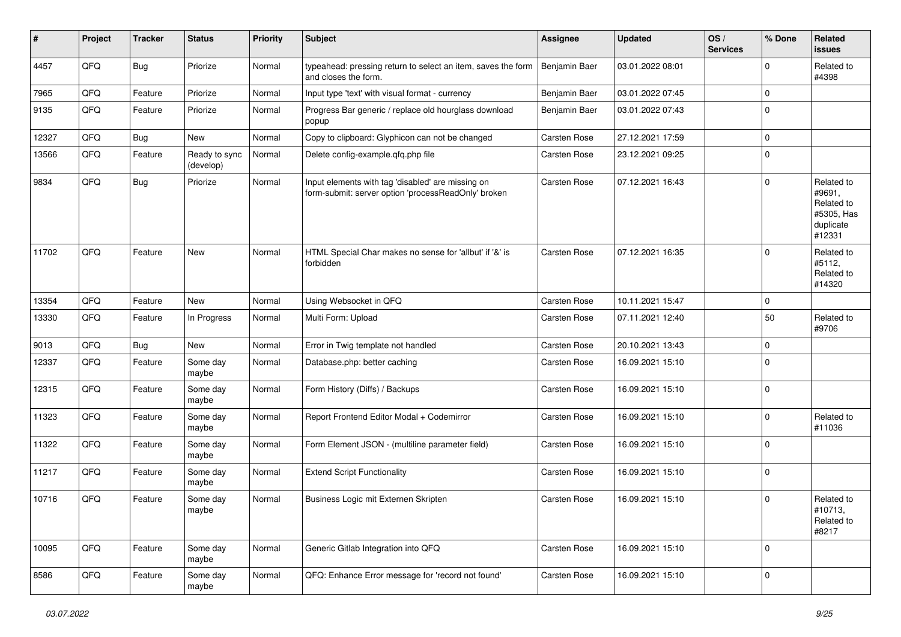| # | Project | Tracker | Status | Priority | Subject | Assignee | Updated | OS / Services | % Done | Related issues |
|---|---|---|---|---|---|---|---|---|---|---|
| 4457 | QFQ | Bug | Priorize | Normal | typeahead: pressing return to select an item, saves the form and closes the form. | Benjamin Baer | 03.01.2022 08:01 | | 0 | Related to #4398 |
| 7965 | QFQ | Feature | Priorize | Normal | Input type 'text' with visual format - currency | Benjamin Baer | 03.01.2022 07:45 | | 0 | |
| 9135 | QFQ | Feature | Priorize | Normal | Progress Bar generic / replace old hourglass download popup | Benjamin Baer | 03.01.2022 07:43 | | 0 | |
| 12327 | QFQ | Bug | New | Normal | Copy to clipboard: Glyphicon can not be changed | Carsten Rose | 27.12.2021 17:59 | | 0 | |
| 13566 | QFQ | Feature | Ready to sync (develop) | Normal | Delete config-example.qfq.php file | Carsten Rose | 23.12.2021 09:25 | | 0 | |
| 9834 | QFQ | Bug | Priorize | Normal | Input elements with tag 'disabled' are missing on form-submit: server option 'processReadOnly' broken | Carsten Rose | 07.12.2021 16:43 | | 0 | Related to #9691, Related to #5305, Has duplicate #12331 |
| 11702 | QFQ | Feature | New | Normal | HTML Special Char makes no sense for 'allbut' if '&' is forbidden | Carsten Rose | 07.12.2021 16:35 | | 0 | Related to #5112, Related to #14320 |
| 13354 | QFQ | Feature | New | Normal | Using Websocket in QFQ | Carsten Rose | 10.11.2021 15:47 | | 0 | |
| 13330 | QFQ | Feature | In Progress | Normal | Multi Form: Upload | Carsten Rose | 07.11.2021 12:40 | | 50 | Related to #9706 |
| 9013 | QFQ | Bug | New | Normal | Error in Twig template not handled | Carsten Rose | 20.10.2021 13:43 | | 0 | |
| 12337 | QFQ | Feature | Some day maybe | Normal | Database.php: better caching | Carsten Rose | 16.09.2021 15:10 | | 0 | |
| 12315 | QFQ | Feature | Some day maybe | Normal | Form History (Diffs) / Backups | Carsten Rose | 16.09.2021 15:10 | | 0 | |
| 11323 | QFQ | Feature | Some day maybe | Normal | Report Frontend Editor Modal + Codemirror | Carsten Rose | 16.09.2021 15:10 | | 0 | Related to #11036 |
| 11322 | QFQ | Feature | Some day maybe | Normal | Form Element JSON - (multiline parameter field) | Carsten Rose | 16.09.2021 15:10 | | 0 | |
| 11217 | QFQ | Feature | Some day maybe | Normal | Extend Script Functionality | Carsten Rose | 16.09.2021 15:10 | | 0 | |
| 10716 | QFQ | Feature | Some day maybe | Normal | Business Logic mit Externen Skripten | Carsten Rose | 16.09.2021 15:10 | | 0 | Related to #10713, Related to #8217 |
| 10095 | QFQ | Feature | Some day maybe | Normal | Generic Gitlab Integration into QFQ | Carsten Rose | 16.09.2021 15:10 | | 0 | |
| 8586 | QFQ | Feature | Some day maybe | Normal | QFQ: Enhance Error message for 'record not found' | Carsten Rose | 16.09.2021 15:10 | | 0 | |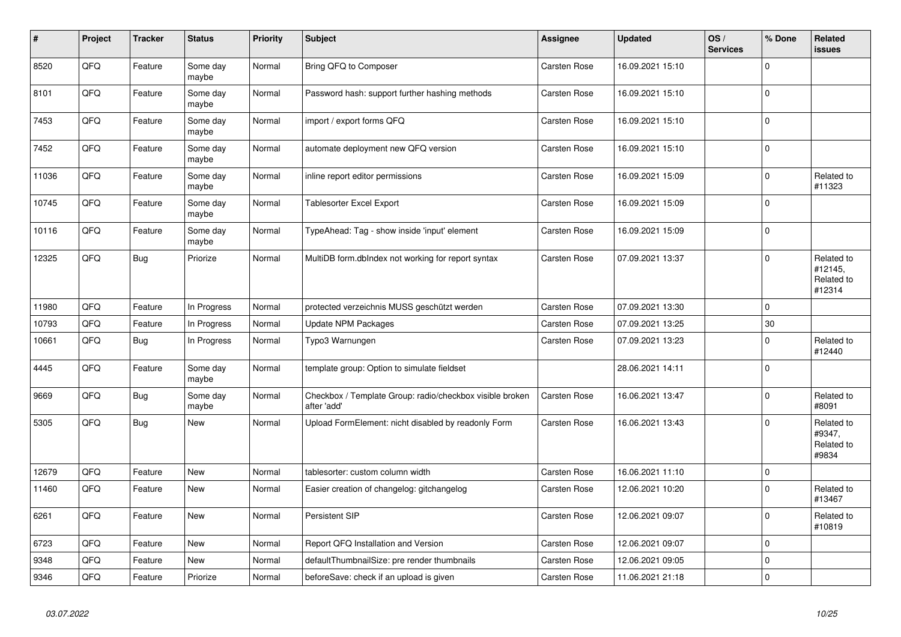| # | Project | Tracker | Status | Priority | Subject | Assignee | Updated | OS / Services | % Done | Related issues |
|---|---|---|---|---|---|---|---|---|---|---|
| 8520 | QFQ | Feature | Some day maybe | Normal | Bring QFQ to Composer | Carsten Rose | 16.09.2021 15:10 | | 0 | |
| 8101 | QFQ | Feature | Some day maybe | Normal | Password hash: support further hashing methods | Carsten Rose | 16.09.2021 15:10 | | 0 | |
| 7453 | QFQ | Feature | Some day maybe | Normal | import / export forms QFQ | Carsten Rose | 16.09.2021 15:10 | | 0 | |
| 7452 | QFQ | Feature | Some day maybe | Normal | automate deployment new QFQ version | Carsten Rose | 16.09.2021 15:10 | | 0 | |
| 11036 | QFQ | Feature | Some day maybe | Normal | inline report editor permissions | Carsten Rose | 16.09.2021 15:09 | | 0 | Related to #11323 |
| 10745 | QFQ | Feature | Some day maybe | Normal | Tablesorter Excel Export | Carsten Rose | 16.09.2021 15:09 | | 0 | |
| 10116 | QFQ | Feature | Some day maybe | Normal | TypeAhead: Tag - show inside 'input' element | Carsten Rose | 16.09.2021 15:09 | | 0 | |
| 12325 | QFQ | Bug | Priorize | Normal | MultiDB form.dbIndex not working for report syntax | Carsten Rose | 07.09.2021 13:37 | | 0 | Related to #12145, Related to #12314 |
| 11980 | QFQ | Feature | In Progress | Normal | protected verzeichnis MUSS geschützt werden | Carsten Rose | 07.09.2021 13:30 | | 0 | |
| 10793 | QFQ | Feature | In Progress | Normal | Update NPM Packages | Carsten Rose | 07.09.2021 13:25 | | 30 | |
| 10661 | QFQ | Bug | In Progress | Normal | Typo3 Warnungen | Carsten Rose | 07.09.2021 13:23 | | 0 | Related to #12440 |
| 4445 | QFQ | Feature | Some day maybe | Normal | template group: Option to simulate fieldset | | 28.06.2021 14:11 | | 0 | |
| 9669 | QFQ | Bug | Some day maybe | Normal | Checkbox / Template Group: radio/checkbox visible broken after 'add' | Carsten Rose | 16.06.2021 13:47 | | 0 | Related to #8091 |
| 5305 | QFQ | Bug | New | Normal | Upload FormElement: nicht disabled by readonly Form | Carsten Rose | 16.06.2021 13:43 | | 0 | Related to #9347, Related to #9834 |
| 12679 | QFQ | Feature | New | Normal | tablesorter: custom column width | Carsten Rose | 16.06.2021 11:10 | | 0 | |
| 11460 | QFQ | Feature | New | Normal | Easier creation of changelog: gitchangelog | Carsten Rose | 12.06.2021 10:20 | | 0 | Related to #13467 |
| 6261 | QFQ | Feature | New | Normal | Persistent SIP | Carsten Rose | 12.06.2021 09:07 | | 0 | Related to #10819 |
| 6723 | QFQ | Feature | New | Normal | Report QFQ Installation and Version | Carsten Rose | 12.06.2021 09:07 | | 0 | |
| 9348 | QFQ | Feature | New | Normal | defaultThumbnailSize: pre render thumbnails | Carsten Rose | 12.06.2021 09:05 | | 0 | |
| 9346 | QFQ | Feature | Priorize | Normal | beforeSave: check if an upload is given | Carsten Rose | 11.06.2021 21:18 | | 0 | |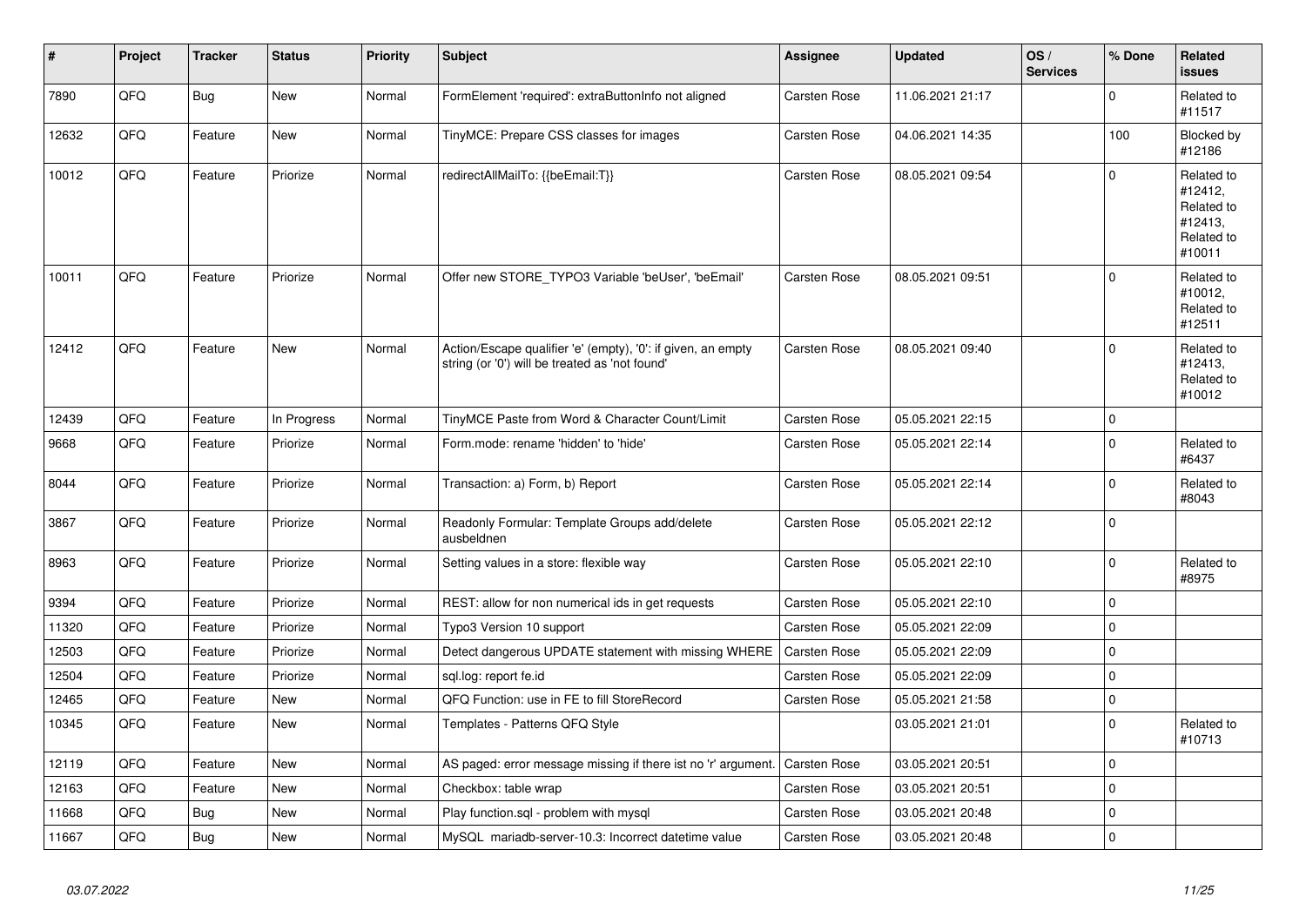| # | Project | Tracker | Status | Priority | Subject | Assignee | Updated | OS / Services | % Done | Related issues |
|---|---|---|---|---|---|---|---|---|---|---|
| 7890 | QFQ | Bug | New | Normal | FormElement 'required': extraButtonInfo not aligned | Carsten Rose | 11.06.2021 21:17 | | 0 | Related to #11517 |
| 12632 | QFQ | Feature | New | Normal | TinyMCE: Prepare CSS classes for images | Carsten Rose | 04.06.2021 14:35 | | 100 | Blocked by #12186 |
| 10012 | QFQ | Feature | Priorize | Normal | redirectAllMailTo: {{beEmail:T}} | Carsten Rose | 08.05.2021 09:54 | | 0 | Related to #12412, Related to #12413, Related to #10011 |
| 10011 | QFQ | Feature | Priorize | Normal | Offer new STORE_TYPO3 Variable 'beUser', 'beEmail' | Carsten Rose | 08.05.2021 09:51 | | 0 | Related to #10012, Related to #12511 |
| 12412 | QFQ | Feature | New | Normal | Action/Escape qualifier 'e' (empty), '0': if given, an empty string (or '0') will be treated as 'not found' | Carsten Rose | 08.05.2021 09:40 | | 0 | Related to #12413, Related to #10012 |
| 12439 | QFQ | Feature | In Progress | Normal | TinyMCE Paste from Word & Character Count/Limit | Carsten Rose | 05.05.2021 22:15 | | 0 | |
| 9668 | QFQ | Feature | Priorize | Normal | Form.mode: rename 'hidden' to 'hide' | Carsten Rose | 05.05.2021 22:14 | | 0 | Related to #6437 |
| 8044 | QFQ | Feature | Priorize | Normal | Transaction: a) Form, b) Report | Carsten Rose | 05.05.2021 22:14 | | 0 | Related to #8043 |
| 3867 | QFQ | Feature | Priorize | Normal | Readonly Formular: Template Groups add/delete ausbeldnen | Carsten Rose | 05.05.2021 22:12 | | 0 | |
| 8963 | QFQ | Feature | Priorize | Normal | Setting values in a store: flexible way | Carsten Rose | 05.05.2021 22:10 | | 0 | Related to #8975 |
| 9394 | QFQ | Feature | Priorize | Normal | REST: allow for non numerical ids in get requests | Carsten Rose | 05.05.2021 22:10 | | 0 | |
| 11320 | QFQ | Feature | Priorize | Normal | Typo3 Version 10 support | Carsten Rose | 05.05.2021 22:09 | | 0 | |
| 12503 | QFQ | Feature | Priorize | Normal | Detect dangerous UPDATE statement with missing WHERE | Carsten Rose | 05.05.2021 22:09 | | 0 | |
| 12504 | QFQ | Feature | Priorize | Normal | sql.log: report fe.id | Carsten Rose | 05.05.2021 22:09 | | 0 | |
| 12465 | QFQ | Feature | New | Normal | QFQ Function: use in FE to fill StoreRecord | Carsten Rose | 05.05.2021 21:58 | | 0 | |
| 10345 | QFQ | Feature | New | Normal | Templates - Patterns QFQ Style | | 03.05.2021 21:01 | | 0 | Related to #10713 |
| 12119 | QFQ | Feature | New | Normal | AS paged: error message missing if there ist no 'r' argument. | Carsten Rose | 03.05.2021 20:51 | | 0 | |
| 12163 | QFQ | Feature | New | Normal | Checkbox: table wrap | Carsten Rose | 03.05.2021 20:51 | | 0 | |
| 11668 | QFQ | Bug | New | Normal | Play function.sql - problem with mysql | Carsten Rose | 03.05.2021 20:48 | | 0 | |
| 11667 | QFQ | Bug | New | Normal | MySQL mariadb-server-10.3: Incorrect datetime value | Carsten Rose | 03.05.2021 20:48 | | 0 | |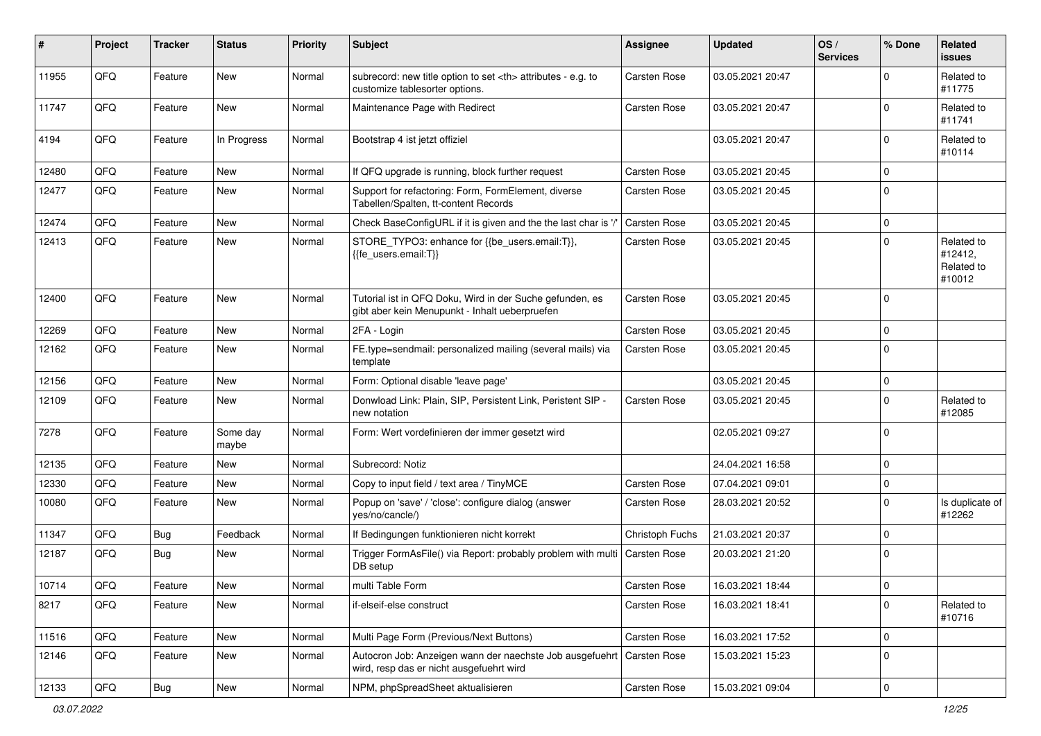| # | Project | Tracker | Status | Priority | Subject | Assignee | Updated | OS / Services | % Done | Related issues |
|---|---|---|---|---|---|---|---|---|---|---|
| 11955 | QFQ | Feature | New | Normal | subrecord: new title option to set <th> attributes - e.g. to customize tablesorter options. | Carsten Rose | 03.05.2021 20:47 | | 0 | Related to #11775 |
| 11747 | QFQ | Feature | New | Normal | Maintenance Page with Redirect | Carsten Rose | 03.05.2021 20:47 | | 0 | Related to #11741 |
| 4194 | QFQ | Feature | In Progress | Normal | Bootstrap 4 ist jetzt offiziel | | 03.05.2021 20:47 | | 0 | Related to #10114 |
| 12480 | QFQ | Feature | New | Normal | If QFQ upgrade is running, block further request | Carsten Rose | 03.05.2021 20:45 | | 0 | |
| 12477 | QFQ | Feature | New | Normal | Support for refactoring: Form, FormElement, diverse Tabellen/Spalten, tt-content Records | Carsten Rose | 03.05.2021 20:45 | | 0 | |
| 12474 | QFQ | Feature | New | Normal | Check BaseConfigURL if it is given and the the last char is '/' | Carsten Rose | 03.05.2021 20:45 | | 0 | |
| 12413 | QFQ | Feature | New | Normal | STORE_TYPO3: enhance for {{be_users.email:T}}, {{fe_users.email:T}} | Carsten Rose | 03.05.2021 20:45 | | 0 | Related to #12412, Related to #10012 |
| 12400 | QFQ | Feature | New | Normal | Tutorial ist in QFQ Doku, Wird in der Suche gefunden, es gibt aber kein Menupunkt - Inhalt ueberpruefen | Carsten Rose | 03.05.2021 20:45 | | 0 | |
| 12269 | QFQ | Feature | New | Normal | 2FA - Login | Carsten Rose | 03.05.2021 20:45 | | 0 | |
| 12162 | QFQ | Feature | New | Normal | FE.type=sendmail: personalized mailing (several mails) via template | Carsten Rose | 03.05.2021 20:45 | | 0 | |
| 12156 | QFQ | Feature | New | Normal | Form: Optional disable 'leave page' | | 03.05.2021 20:45 | | 0 | |
| 12109 | QFQ | Feature | New | Normal | Donwload Link: Plain, SIP, Persistent Link, Peristent SIP - new notation | Carsten Rose | 03.05.2021 20:45 | | 0 | Related to #12085 |
| 7278 | QFQ | Feature | Some day maybe | Normal | Form: Wert vordefinieren der immer gesetzt wird | | 02.05.2021 09:27 | | 0 | |
| 12135 | QFQ | Feature | New | Normal | Subrecord: Notiz | | 24.04.2021 16:58 | | 0 | |
| 12330 | QFQ | Feature | New | Normal | Copy to input field / text area / TinyMCE | Carsten Rose | 07.04.2021 09:01 | | 0 | |
| 10080 | QFQ | Feature | New | Normal | Popup on 'save' / 'close': configure dialog (answer yes/no/cancle/) | Carsten Rose | 28.03.2021 20:52 | | 0 | Is duplicate of #12262 |
| 11347 | QFQ | Bug | Feedback | Normal | If Bedingungen funktionieren nicht korrekt | Christoph Fuchs | 21.03.2021 20:37 | | 0 | |
| 12187 | QFQ | Bug | New | Normal | Trigger FormAsFile() via Report: probably problem with multi DB setup | Carsten Rose | 20.03.2021 21:20 | | 0 | |
| 10714 | QFQ | Feature | New | Normal | multi Table Form | Carsten Rose | 16.03.2021 18:44 | | 0 | |
| 8217 | QFQ | Feature | New | Normal | if-elseif-else construct | Carsten Rose | 16.03.2021 18:41 | | 0 | Related to #10716 |
| 11516 | QFQ | Feature | New | Normal | Multi Page Form (Previous/Next Buttons) | Carsten Rose | 16.03.2021 17:52 | | 0 | |
| 12146 | QFQ | Feature | New | Normal | Autocron Job: Anzeigen wann der naechste Job ausgefuehrt wird, resp das er nicht ausgefuehrt wird | Carsten Rose | 15.03.2021 15:23 | | 0 | |
| 12133 | QFQ | Bug | New | Normal | NPM, phpSpreadSheet aktualisieren | Carsten Rose | 15.03.2021 09:04 | | 0 | |

*03.07.2022*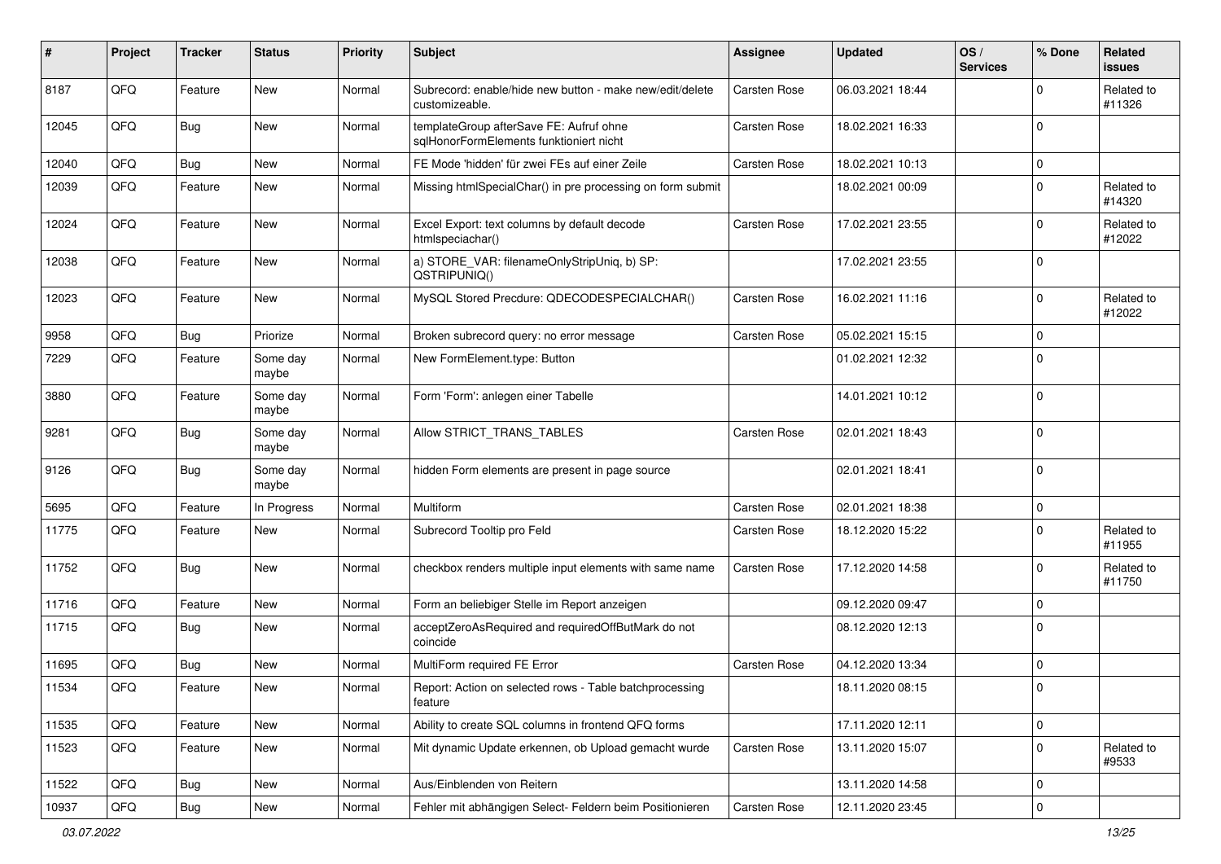| # | Project | Tracker | Status | Priority | Subject | Assignee | Updated | OS / Services | % Done | Related issues |
|---|---|---|---|---|---|---|---|---|---|---|
| 8187 | QFQ | Feature | New | Normal | Subrecord: enable/hide new button - make new/edit/delete customizeable. | Carsten Rose | 06.03.2021 18:44 | | 0 | Related to #11326 |
| 12045 | QFQ | Bug | New | Normal | templateGroup afterSave FE: Aufruf ohne sqlHonorFormElements funktioniert nicht | Carsten Rose | 18.02.2021 16:33 | | 0 | |
| 12040 | QFQ | Bug | New | Normal | FE Mode 'hidden' für zwei FEs auf einer Zeile | Carsten Rose | 18.02.2021 10:13 | | 0 | |
| 12039 | QFQ | Feature | New | Normal | Missing htmlSpecialChar() in pre processing on form submit | | 18.02.2021 00:09 | | 0 | Related to #14320 |
| 12024 | QFQ | Feature | New | Normal | Excel Export: text columns by default decode htmlspeciachar() | Carsten Rose | 17.02.2021 23:55 | | 0 | Related to #12022 |
| 12038 | QFQ | Feature | New | Normal | a) STORE_VAR: filenameOnlyStripUniq, b) SP: QSTRIPUNIQ() | | 17.02.2021 23:55 | | 0 | |
| 12023 | QFQ | Feature | New | Normal | MySQL Stored Precdure: QDECODESPECIALCHAR() | Carsten Rose | 16.02.2021 11:16 | | 0 | Related to #12022 |
| 9958 | QFQ | Bug | Priorize | Normal | Broken subrecord query: no error message | Carsten Rose | 05.02.2021 15:15 | | 0 | |
| 7229 | QFQ | Feature | Some day maybe | Normal | New FormElement.type: Button | | 01.02.2021 12:32 | | 0 | |
| 3880 | QFQ | Feature | Some day maybe | Normal | Form 'Form': anlegen einer Tabelle | | 14.01.2021 10:12 | | 0 | |
| 9281 | QFQ | Bug | Some day maybe | Normal | Allow STRICT_TRANS_TABLES | Carsten Rose | 02.01.2021 18:43 | | 0 | |
| 9126 | QFQ | Bug | Some day maybe | Normal | hidden Form elements are present in page source | | 02.01.2021 18:41 | | 0 | |
| 5695 | QFQ | Feature | In Progress | Normal | Multiform | Carsten Rose | 02.01.2021 18:38 | | 0 | |
| 11775 | QFQ | Feature | New | Normal | Subrecord Tooltip pro Feld | Carsten Rose | 18.12.2020 15:22 | | 0 | Related to #11955 |
| 11752 | QFQ | Bug | New | Normal | checkbox renders multiple input elements with same name | Carsten Rose | 17.12.2020 14:58 | | 0 | Related to #11750 |
| 11716 | QFQ | Feature | New | Normal | Form an beliebiger Stelle im Report anzeigen | | 09.12.2020 09:47 | | 0 | |
| 11715 | QFQ | Bug | New | Normal | acceptZeroAsRequired and requiredOffButMark do not coincide | | 08.12.2020 12:13 | | 0 | |
| 11695 | QFQ | Bug | New | Normal | MultiForm required FE Error | Carsten Rose | 04.12.2020 13:34 | | 0 | |
| 11534 | QFQ | Feature | New | Normal | Report: Action on selected rows - Table batchprocessing feature | | 18.11.2020 08:15 | | 0 | |
| 11535 | QFQ | Feature | New | Normal | Ability to create SQL columns in frontend QFQ forms | | 17.11.2020 12:11 | | 0 | |
| 11523 | QFQ | Feature | New | Normal | Mit dynamic Update erkennen, ob Upload gemacht wurde | Carsten Rose | 13.11.2020 15:07 | | 0 | Related to #9533 |
| 11522 | QFQ | Bug | New | Normal | Aus/Einblenden von Reitern | | 13.11.2020 14:58 | | 0 | |
| 10937 | QFQ | Bug | New | Normal | Fehler mit abhängigen Select- Feldern beim Positionieren | Carsten Rose | 12.11.2020 23:45 | | 0 | |

*03.07.2022*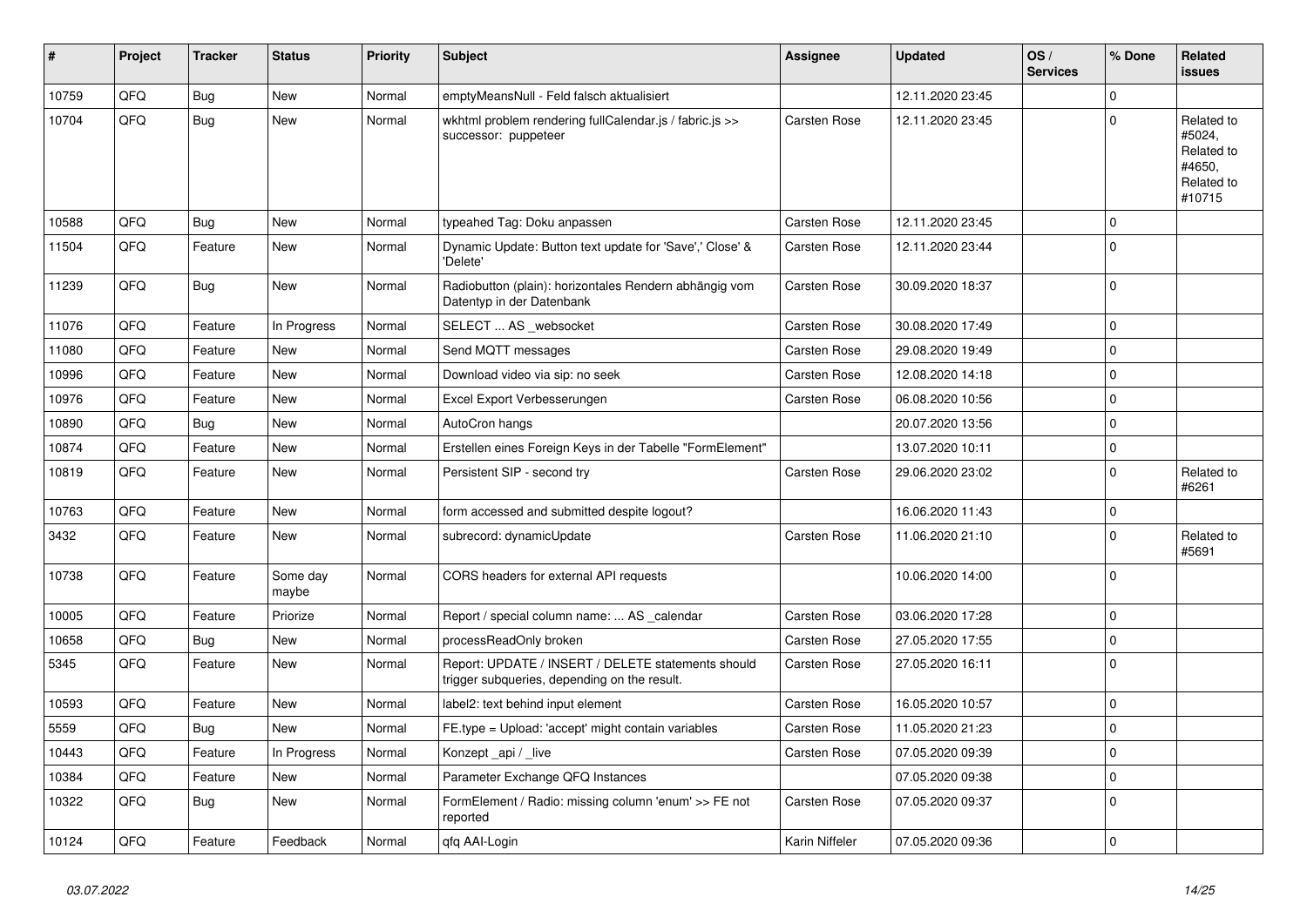| # | Project | Tracker | Status | Priority | Subject | Assignee | Updated | OS / Services | % Done | Related issues |
|---|---|---|---|---|---|---|---|---|---|---|
| 10759 | QFQ | Bug | New | Normal | emptyMeansNull - Feld falsch aktualisiert | | 12.11.2020 23:45 | | 0 | |
| 10704 | QFQ | Bug | New | Normal | wkhtml problem rendering fullCalendar.js / fabric.js >> successor: puppeteer | Carsten Rose | 12.11.2020 23:45 | | 0 | Related to #5024, Related to #4650, Related to #10715 |
| 10588 | QFQ | Bug | New | Normal | typeahed Tag: Doku anpassen | Carsten Rose | 12.11.2020 23:45 | | 0 | |
| 11504 | QFQ | Feature | New | Normal | Dynamic Update: Button text update for 'Save',' Close' & 'Delete' | Carsten Rose | 12.11.2020 23:44 | | 0 | |
| 11239 | QFQ | Bug | New | Normal | Radiobutton (plain): horizontales Rendern abhängig vom Datentyp in der Datenbank | Carsten Rose | 30.09.2020 18:37 | | 0 | |
| 11076 | QFQ | Feature | In Progress | Normal | SELECT ... AS _websocket | Carsten Rose | 30.08.2020 17:49 | | 0 | |
| 11080 | QFQ | Feature | New | Normal | Send MQTT messages | Carsten Rose | 29.08.2020 19:49 | | 0 | |
| 10996 | QFQ | Feature | New | Normal | Download video via sip: no seek | Carsten Rose | 12.08.2020 14:18 | | 0 | |
| 10976 | QFQ | Feature | New | Normal | Excel Export Verbesserungen | Carsten Rose | 06.08.2020 10:56 | | 0 | |
| 10890 | QFQ | Bug | New | Normal | AutoCron hangs | | 20.07.2020 13:56 | | 0 | |
| 10874 | QFQ | Feature | New | Normal | Erstellen eines Foreign Keys in der Tabelle "FormElement" | | 13.07.2020 10:11 | | 0 | |
| 10819 | QFQ | Feature | New | Normal | Persistent SIP - second try | Carsten Rose | 29.06.2020 23:02 | | 0 | Related to #6261 |
| 10763 | QFQ | Feature | New | Normal | form accessed and submitted despite logout? | | 16.06.2020 11:43 | | 0 | |
| 3432 | QFQ | Feature | New | Normal | subrecord: dynamicUpdate | Carsten Rose | 11.06.2020 21:10 | | 0 | Related to #5691 |
| 10738 | QFQ | Feature | Some day maybe | Normal | CORS headers for external API requests | | 10.06.2020 14:00 | | 0 | |
| 10005 | QFQ | Feature | Priorize | Normal | Report / special column name: ... AS _calendar | Carsten Rose | 03.06.2020 17:28 | | 0 | |
| 10658 | QFQ | Bug | New | Normal | processReadOnly broken | Carsten Rose | 27.05.2020 17:55 | | 0 | |
| 5345 | QFQ | Feature | New | Normal | Report: UPDATE / INSERT / DELETE statements should trigger subqueries, depending on the result. | Carsten Rose | 27.05.2020 16:11 | | 0 | |
| 10593 | QFQ | Feature | New | Normal | label2: text behind input element | Carsten Rose | 16.05.2020 10:57 | | 0 | |
| 5559 | QFQ | Bug | New | Normal | FE.type = Upload: 'accept' might contain variables | Carsten Rose | 11.05.2020 21:23 | | 0 | |
| 10443 | QFQ | Feature | In Progress | Normal | Konzept _api / _live | Carsten Rose | 07.05.2020 09:39 | | 0 | |
| 10384 | QFQ | Feature | New | Normal | Parameter Exchange QFQ Instances | | 07.05.2020 09:38 | | 0 | |
| 10322 | QFQ | Bug | New | Normal | FormElement / Radio: missing column 'enum' >> FE not reported | Carsten Rose | 07.05.2020 09:37 | | 0 | |
| 10124 | QFQ | Feature | Feedback | Normal | qfq AAI-Login | Karin Niffeler | 07.05.2020 09:36 | | 0 | |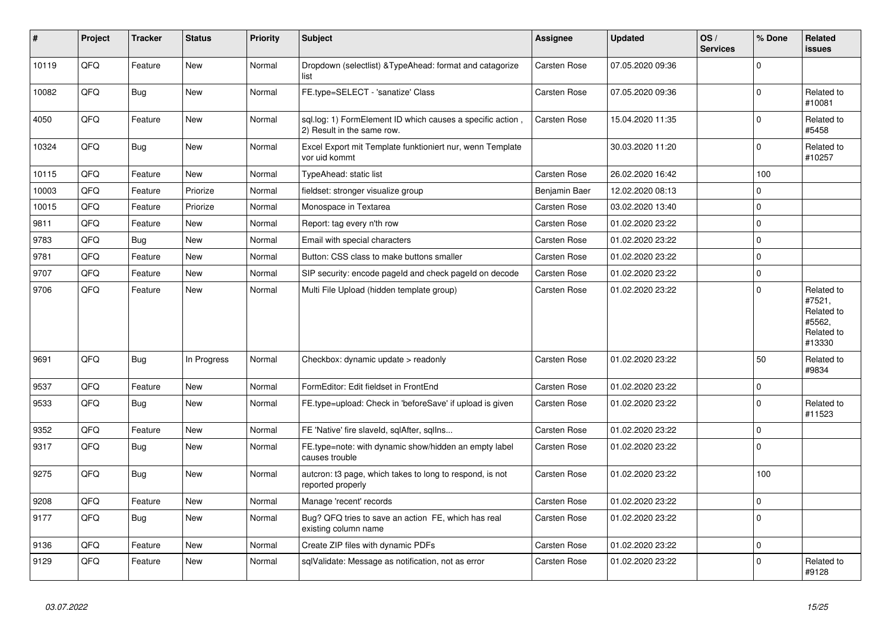| # | Project | Tracker | Status | Priority | Subject | Assignee | Updated | OS / Services | % Done | Related issues |
|---|---|---|---|---|---|---|---|---|---|---|
| 10119 | QFQ | Feature | New | Normal | Dropdown (selectlist) &TypeAhead: format and catagorize list | Carsten Rose | 07.05.2020 09:36 | | 0 | |
| 10082 | QFQ | Bug | New | Normal | FE.type=SELECT - 'sanatize' Class | Carsten Rose | 07.05.2020 09:36 | | 0 | Related to #10081 |
| 4050 | QFQ | Feature | New | Normal | sql.log: 1) FormElement ID which causes a specific action , 2) Result in the same row. | Carsten Rose | 15.04.2020 11:35 | | 0 | Related to #5458 |
| 10324 | QFQ | Bug | New | Normal | Excel Export mit Template funktioniert nur, wenn Template vor uid kommt | | 30.03.2020 11:20 | | 0 | Related to #10257 |
| 10115 | QFQ | Feature | New | Normal | TypeAhead: static list | Carsten Rose | 26.02.2020 16:42 | | 100 | |
| 10003 | QFQ | Feature | Priorize | Normal | fieldset: stronger visualize group | Benjamin Baer | 12.02.2020 08:13 | | 0 | |
| 10015 | QFQ | Feature | Priorize | Normal | Monospace in Textarea | Carsten Rose | 03.02.2020 13:40 | | 0 | |
| 9811 | QFQ | Feature | New | Normal | Report: tag every n'th row | Carsten Rose | 01.02.2020 23:22 | | 0 | |
| 9783 | QFQ | Bug | New | Normal | Email with special characters | Carsten Rose | 01.02.2020 23:22 | | 0 | |
| 9781 | QFQ | Feature | New | Normal | Button: CSS class to make buttons smaller | Carsten Rose | 01.02.2020 23:22 | | 0 | |
| 9707 | QFQ | Feature | New | Normal | SIP security: encode pageId and check pageId on decode | Carsten Rose | 01.02.2020 23:22 | | 0 | |
| 9706 | QFQ | Feature | New | Normal | Multi File Upload (hidden template group) | Carsten Rose | 01.02.2020 23:22 | | 0 | Related to #7521, Related to #5562, Related to #13330 |
| 9691 | QFQ | Bug | In Progress | Normal | Checkbox: dynamic update > readonly | Carsten Rose | 01.02.2020 23:22 | | 50 | Related to #9834 |
| 9537 | QFQ | Feature | New | Normal | FormEditor: Edit fieldset in FrontEnd | Carsten Rose | 01.02.2020 23:22 | | 0 | |
| 9533 | QFQ | Bug | New | Normal | FE.type=upload: Check in 'beforeSave' if upload is given | Carsten Rose | 01.02.2020 23:22 | | 0 | Related to #11523 |
| 9352 | QFQ | Feature | New | Normal | FE 'Native' fire slaveId, sqlAfter, sqlIns... | Carsten Rose | 01.02.2020 23:22 | | 0 | |
| 9317 | QFQ | Bug | New | Normal | FE.type=note: with dynamic show/hidden an empty label causes trouble | Carsten Rose | 01.02.2020 23:22 | | 0 | |
| 9275 | QFQ | Bug | New | Normal | autcron: t3 page, which takes to long to respond, is not reported properly | Carsten Rose | 01.02.2020 23:22 | | 100 | |
| 9208 | QFQ | Feature | New | Normal | Manage 'recent' records | Carsten Rose | 01.02.2020 23:22 | | 0 | |
| 9177 | QFQ | Bug | New | Normal | Bug? QFQ tries to save an action FE, which has real existing column name | Carsten Rose | 01.02.2020 23:22 | | 0 | |
| 9136 | QFQ | Feature | New | Normal | Create ZIP files with dynamic PDFs | Carsten Rose | 01.02.2020 23:22 | | 0 | |
| 9129 | QFQ | Feature | New | Normal | sqlValidate: Message as notification, not as error | Carsten Rose | 01.02.2020 23:22 | | 0 | Related to #9128 |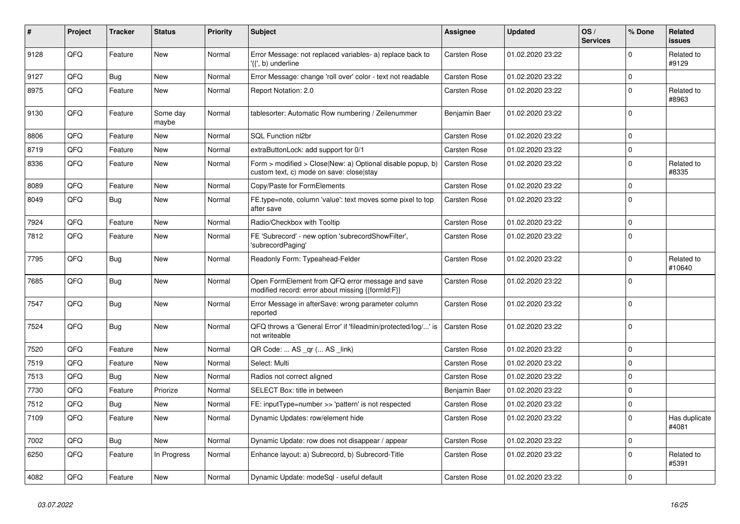| # | Project | Tracker | Status | Priority | Subject | Assignee | Updated | OS / Services | % Done | Related issues |
|---|---|---|---|---|---|---|---|---|---|---|
| 9128 | QFQ | Feature | New | Normal | Error Message: not replaced variables- a) replace back to '{{', b) underline | Carsten Rose | 01.02.2020 23:22 | | 0 | Related to #9129 |
| 9127 | QFQ | Bug | New | Normal | Error Message: change 'roll over' color - text not readable | Carsten Rose | 01.02.2020 23:22 | | 0 | |
| 8975 | QFQ | Feature | New | Normal | Report Notation: 2.0 | Carsten Rose | 01.02.2020 23:22 | | 0 | Related to #8963 |
| 9130 | QFQ | Feature | Some day maybe | Normal | tablesorter: Automatic Row numbering / Zeilenummer | Benjamin Baer | 01.02.2020 23:22 | | 0 | |
| 8806 | QFQ | Feature | New | Normal | SQL Function nl2br | Carsten Rose | 01.02.2020 23:22 | | 0 | |
| 8719 | QFQ | Feature | New | Normal | extraButtonLock: add support for 0/1 | Carsten Rose | 01.02.2020 23:22 | | 0 | |
| 8336 | QFQ | Feature | New | Normal | Form > modified > Close\|New: a) Optional disable popup, b) custom text, c) mode on save: close\|stay | Carsten Rose | 01.02.2020 23:22 | | 0 | Related to #8335 |
| 8089 | QFQ | Feature | New | Normal | Copy/Paste for FormElements | Carsten Rose | 01.02.2020 23:22 | | 0 | |
| 8049 | QFQ | Bug | New | Normal | FE.type=note, column 'value': text moves some pixel to top after save | Carsten Rose | 01.02.2020 23:22 | | 0 | |
| 7924 | QFQ | Feature | New | Normal | Radio/Checkbox with Tooltip | Carsten Rose | 01.02.2020 23:22 | | 0 | |
| 7812 | QFQ | Feature | New | Normal | FE 'Subrecord' - new option 'subrecordShowFilter', 'subrecordPaging' | Carsten Rose | 01.02.2020 23:22 | | 0 | |
| 7795 | QFQ | Bug | New | Normal | Readonly Form: Typeahead-Felder | Carsten Rose | 01.02.2020 23:22 | | 0 | Related to #10640 |
| 7685 | QFQ | Bug | New | Normal | Open FormElement from QFQ error message and save modified record: error about missing {{formId:F}} | Carsten Rose | 01.02.2020 23:22 | | 0 | |
| 7547 | QFQ | Bug | New | Normal | Error Message in afterSave: wrong parameter column reported | Carsten Rose | 01.02.2020 23:22 | | 0 | |
| 7524 | QFQ | Bug | New | Normal | QFQ throws a 'General Error' if 'fileadmin/protected/log/...' is not writeable | Carsten Rose | 01.02.2020 23:22 | | 0 | |
| 7520 | QFQ | Feature | New | Normal | QR Code: ... AS _qr (... AS _link) | Carsten Rose | 01.02.2020 23:22 | | 0 | |
| 7519 | QFQ | Feature | New | Normal | Select: Multi | Carsten Rose | 01.02.2020 23:22 | | 0 | |
| 7513 | QFQ | Bug | New | Normal | Radios not correct aligned | Carsten Rose | 01.02.2020 23:22 | | 0 | |
| 7730 | QFQ | Feature | Priorize | Normal | SELECT Box: title in between | Benjamin Baer | 01.02.2020 23:22 | | 0 | |
| 7512 | QFQ | Bug | New | Normal | FE: inputType=number >> 'pattern' is not respected | Carsten Rose | 01.02.2020 23:22 | | 0 | |
| 7109 | QFQ | Feature | New | Normal | Dynamic Updates: row/element hide | Carsten Rose | 01.02.2020 23:22 | | 0 | Has duplicate #4081 |
| 7002 | QFQ | Bug | New | Normal | Dynamic Update: row does not disappear / appear | Carsten Rose | 01.02.2020 23:22 | | 0 | |
| 6250 | QFQ | Feature | In Progress | Normal | Enhance layout: a) Subrecord, b) Subrecord-Title | Carsten Rose | 01.02.2020 23:22 | | 0 | Related to #5391 |
| 4082 | QFQ | Feature | New | Normal | Dynamic Update: modeSql - useful default | Carsten Rose | 01.02.2020 23:22 | | 0 | |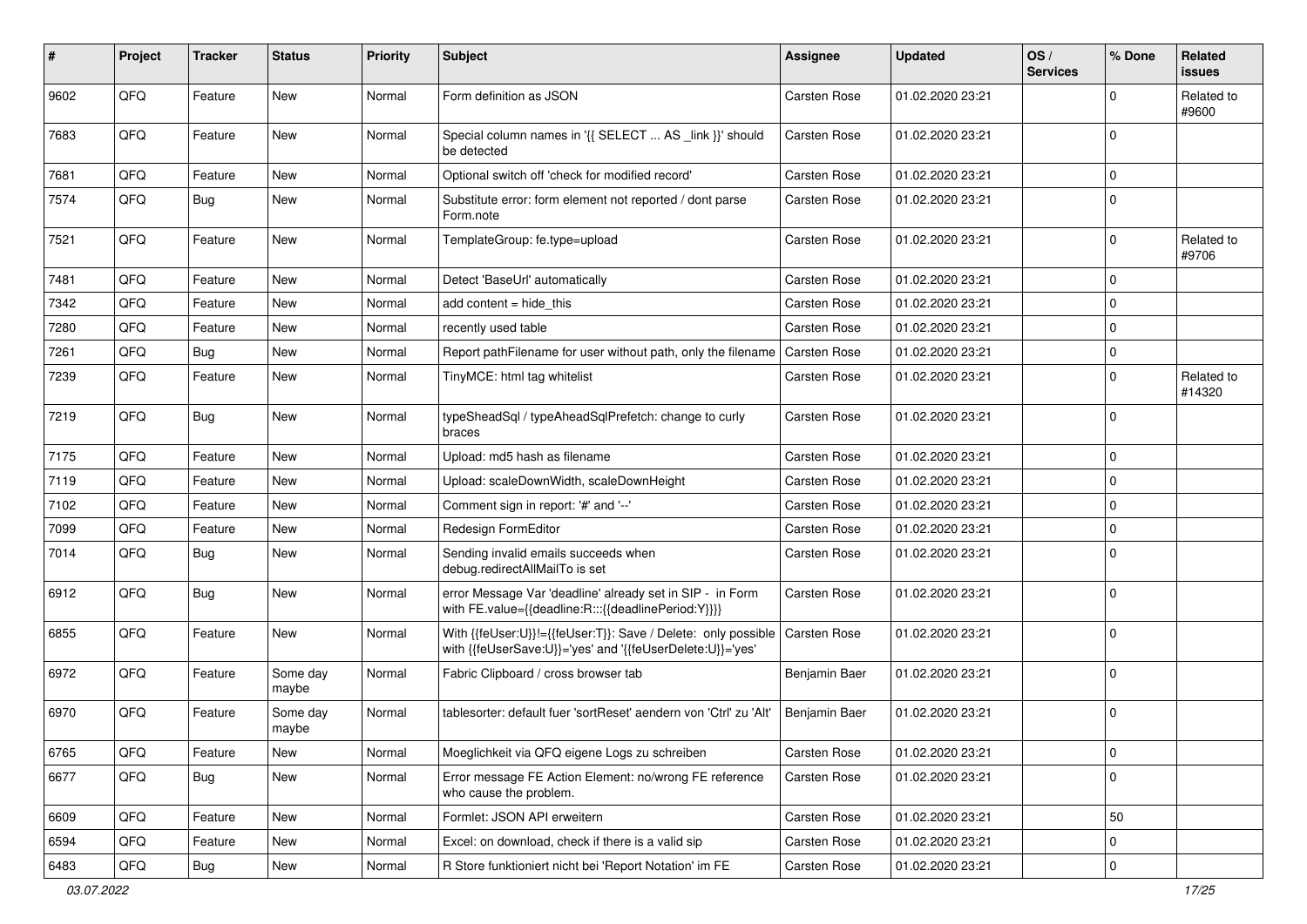| # | Project | Tracker | Status | Priority | Subject | Assignee | Updated | OS / Services | % Done | Related issues |
| --- | --- | --- | --- | --- | --- | --- | --- | --- | --- | --- |
| 9602 | QFQ | Feature | New | Normal | Form definition as JSON | Carsten Rose | 01.02.2020 23:21 | | 0 | Related to #9600 |
| 7683 | QFQ | Feature | New | Normal | Special column names in '{{ SELECT ... AS _link }}' should be detected | Carsten Rose | 01.02.2020 23:21 | | 0 | |
| 7681 | QFQ | Feature | New | Normal | Optional switch off 'check for modified record' | Carsten Rose | 01.02.2020 23:21 | | 0 | |
| 7574 | QFQ | Bug | New | Normal | Substitute error: form element not reported / dont parse Form.note | Carsten Rose | 01.02.2020 23:21 | | 0 | |
| 7521 | QFQ | Feature | New | Normal | TemplateGroup: fe.type=upload | Carsten Rose | 01.02.2020 23:21 | | 0 | Related to #9706 |
| 7481 | QFQ | Feature | New | Normal | Detect 'BaseUrl' automatically | Carsten Rose | 01.02.2020 23:21 | | 0 | |
| 7342 | QFQ | Feature | New | Normal | add content = hide_this | Carsten Rose | 01.02.2020 23:21 | | 0 | |
| 7280 | QFQ | Feature | New | Normal | recently used table | Carsten Rose | 01.02.2020 23:21 | | 0 | |
| 7261 | QFQ | Bug | New | Normal | Report pathFilename for user without path, only the filename | Carsten Rose | 01.02.2020 23:21 | | 0 | |
| 7239 | QFQ | Feature | New | Normal | TinyMCE: html tag whitelist | Carsten Rose | 01.02.2020 23:21 | | 0 | Related to #14320 |
| 7219 | QFQ | Bug | New | Normal | typeSheadSql / typeAheadSqlPrefetch: change to curly braces | Carsten Rose | 01.02.2020 23:21 | | 0 | |
| 7175 | QFQ | Feature | New | Normal | Upload: md5 hash as filename | Carsten Rose | 01.02.2020 23:21 | | 0 | |
| 7119 | QFQ | Feature | New | Normal | Upload: scaleDownWidth, scaleDownHeight | Carsten Rose | 01.02.2020 23:21 | | 0 | |
| 7102 | QFQ | Feature | New | Normal | Comment sign in report: '#' and '--' | Carsten Rose | 01.02.2020 23:21 | | 0 | |
| 7099 | QFQ | Feature | New | Normal | Redesign FormEditor | Carsten Rose | 01.02.2020 23:21 | | 0 | |
| 7014 | QFQ | Bug | New | Normal | Sending invalid emails succeeds when debug.redirectAllMailTo is set | Carsten Rose | 01.02.2020 23:21 | | 0 | |
| 6912 | QFQ | Bug | New | Normal | error Message Var 'deadline' already set in SIP - in Form with FE.value={{deadline:R:::{{deadlinePeriod:Y}}}} | Carsten Rose | 01.02.2020 23:21 | | 0 | |
| 6855 | QFQ | Feature | New | Normal | With {{feUser:U}}!={{feUser:T}}: Save / Delete: only possible with {{feUserSave:U}}='yes' and '{{feUserDelete:U}}='yes' | Carsten Rose | 01.02.2020 23:21 | | 0 | |
| 6972 | QFQ | Feature | Some day maybe | Normal | Fabric Clipboard / cross browser tab | Benjamin Baer | 01.02.2020 23:21 | | 0 | |
| 6970 | QFQ | Feature | Some day maybe | Normal | tablesorter: default fuer 'sortReset' aendern von 'Ctrl' zu 'Alt' | Benjamin Baer | 01.02.2020 23:21 | | 0 | |
| 6765 | QFQ | Feature | New | Normal | Moeglichkeit via QFQ eigene Logs zu schreiben | Carsten Rose | 01.02.2020 23:21 | | 0 | |
| 6677 | QFQ | Bug | New | Normal | Error message FE Action Element: no/wrong FE reference who cause the problem. | Carsten Rose | 01.02.2020 23:21 | | 0 | |
| 6609 | QFQ | Feature | New | Normal | Formlet: JSON API erweitern | Carsten Rose | 01.02.2020 23:21 | | 50 | |
| 6594 | QFQ | Feature | New | Normal | Excel: on download, check if there is a valid sip | Carsten Rose | 01.02.2020 23:21 | | 0 | |
| 6483 | QFQ | Bug | New | Normal | R Store funktioniert nicht bei 'Report Notation' im FE | Carsten Rose | 01.02.2020 23:21 | | 0 | |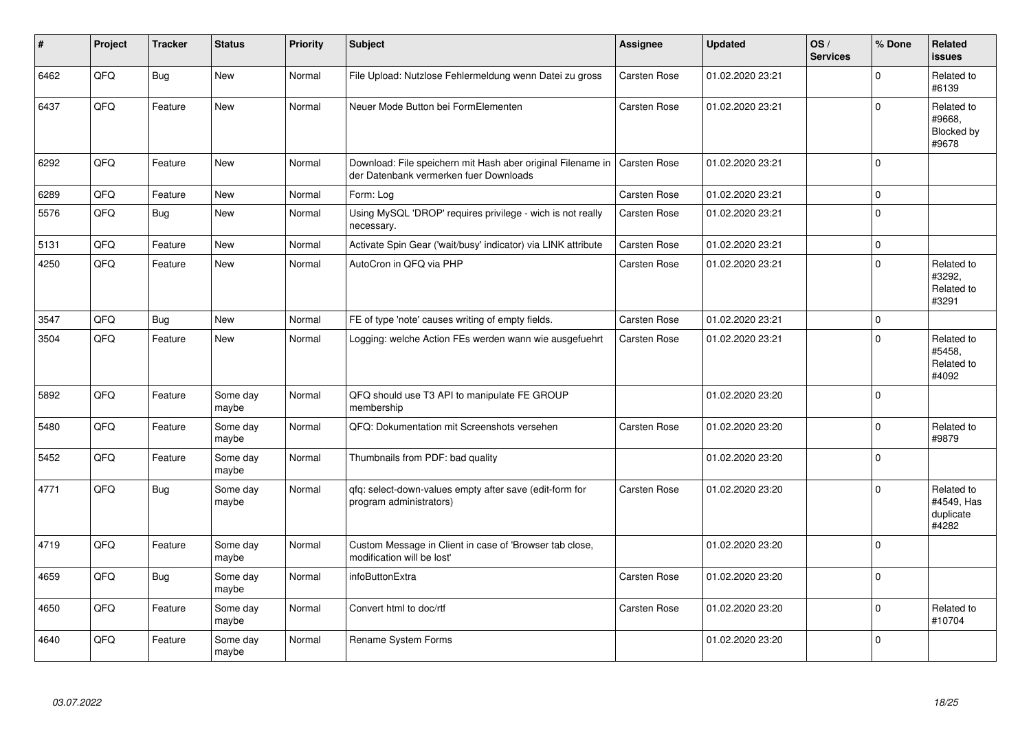| # | Project | Tracker | Status | Priority | Subject | Assignee | Updated | OS / Services | % Done | Related issues |
|---|---|---|---|---|---|---|---|---|---|---|
| 6462 | QFQ | Bug | New | Normal | File Upload: Nutzlose Fehlermeldung wenn Datei zu gross | Carsten Rose | 01.02.2020 23:21 | | 0 | Related to #6139 |
| 6437 | QFQ | Feature | New | Normal | Neuer Mode Button bei FormElementen | Carsten Rose | 01.02.2020 23:21 | | 0 | Related to #9668, Blocked by #9678 |
| 6292 | QFQ | Feature | New | Normal | Download: File speichern mit Hash aber original Filename in der Datenbank vermerken fuer Downloads | Carsten Rose | 01.02.2020 23:21 | | 0 | |
| 6289 | QFQ | Feature | New | Normal | Form: Log | Carsten Rose | 01.02.2020 23:21 | | 0 | |
| 5576 | QFQ | Bug | New | Normal | Using MySQL 'DROP' requires privilege - wich is not really necessary. | Carsten Rose | 01.02.2020 23:21 | | 0 | |
| 5131 | QFQ | Feature | New | Normal | Activate Spin Gear ('wait/busy' indicator) via LINK attribute | Carsten Rose | 01.02.2020 23:21 | | 0 | |
| 4250 | QFQ | Feature | New | Normal | AutoCron in QFQ via PHP | Carsten Rose | 01.02.2020 23:21 | | 0 | Related to #3292, Related to #3291 |
| 3547 | QFQ | Bug | New | Normal | FE of type 'note' causes writing of empty fields. | Carsten Rose | 01.02.2020 23:21 | | 0 | |
| 3504 | QFQ | Feature | New | Normal | Logging: welche Action FEs werden wann wie ausgefuehrt | Carsten Rose | 01.02.2020 23:21 | | 0 | Related to #5458, Related to #4092 |
| 5892 | QFQ | Feature | Some day maybe | Normal | QFQ should use T3 API to manipulate FE GROUP membership | | 01.02.2020 23:20 | | 0 | |
| 5480 | QFQ | Feature | Some day maybe | Normal | QFQ: Dokumentation mit Screenshots versehen | Carsten Rose | 01.02.2020 23:20 | | 0 | Related to #9879 |
| 5452 | QFQ | Feature | Some day maybe | Normal | Thumbnails from PDF: bad quality | | 01.02.2020 23:20 | | 0 | |
| 4771 | QFQ | Bug | Some day maybe | Normal | qfq: select-down-values empty after save (edit-form for program administrators) | Carsten Rose | 01.02.2020 23:20 | | 0 | Related to #4549, Has duplicate #4282 |
| 4719 | QFQ | Feature | Some day maybe | Normal | Custom Message in Client in case of 'Browser tab close, modification will be lost' | | 01.02.2020 23:20 | | 0 | |
| 4659 | QFQ | Bug | Some day maybe | Normal | infoButtonExtra | Carsten Rose | 01.02.2020 23:20 | | 0 | |
| 4650 | QFQ | Feature | Some day maybe | Normal | Convert html to doc/rtf | Carsten Rose | 01.02.2020 23:20 | | 0 | Related to #10704 |
| 4640 | QFQ | Feature | Some day maybe | Normal | Rename System Forms | | 01.02.2020 23:20 | | 0 | |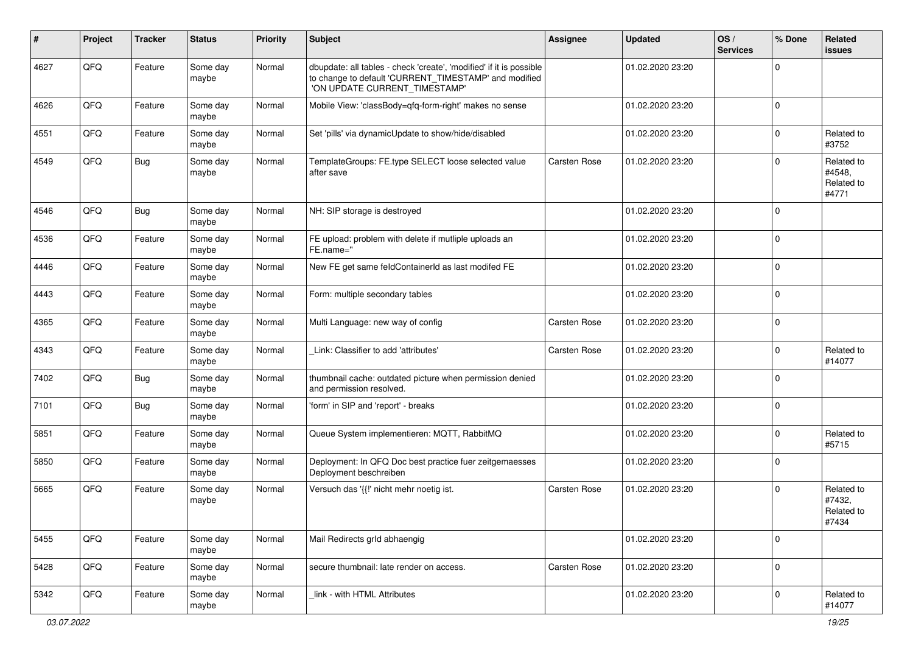| # | Project | Tracker | Status | Priority | Subject | Assignee | Updated | OS / Services | % Done | Related issues |
|---|---|---|---|---|---|---|---|---|---|---|
| 4627 | QFQ | Feature | Some day maybe | Normal | dbupdate: all tables - check 'create', 'modified' if it is possible to change to default 'CURRENT_TIMESTAMP' and modified 'ON UPDATE CURRENT_TIMESTAMP' | | 01.02.2020 23:20 | | 0 | |
| 4626 | QFQ | Feature | Some day maybe | Normal | Mobile View: 'classBody=qfq-form-right' makes no sense | | 01.02.2020 23:20 | | 0 | |
| 4551 | QFQ | Feature | Some day maybe | Normal | Set 'pills' via dynamicUpdate to show/hide/disabled | | 01.02.2020 23:20 | | 0 | Related to #3752 |
| 4549 | QFQ | Bug | Some day maybe | Normal | TemplateGroups: FE.type SELECT loose selected value after save | Carsten Rose | 01.02.2020 23:20 | | 0 | Related to #4548, Related to #4771 |
| 4546 | QFQ | Bug | Some day maybe | Normal | NH: SIP storage is destroyed | | 01.02.2020 23:20 | | 0 | |
| 4536 | QFQ | Feature | Some day maybe | Normal | FE upload: problem with delete if mutliple uploads an FE.name='' | | 01.02.2020 23:20 | | 0 | |
| 4446 | QFQ | Feature | Some day maybe | Normal | New FE get same feldContainerId as last modifed FE | | 01.02.2020 23:20 | | 0 | |
| 4443 | QFQ | Feature | Some day maybe | Normal | Form: multiple secondary tables | | 01.02.2020 23:20 | | 0 | |
| 4365 | QFQ | Feature | Some day maybe | Normal | Multi Language: new way of config | Carsten Rose | 01.02.2020 23:20 | | 0 | |
| 4343 | QFQ | Feature | Some day maybe | Normal | _Link: Classifier to add 'attributes' | Carsten Rose | 01.02.2020 23:20 | | 0 | Related to #14077 |
| 7402 | QFQ | Bug | Some day maybe | Normal | thumbnail cache: outdated picture when permission denied and permission resolved. | | 01.02.2020 23:20 | | 0 | |
| 7101 | QFQ | Bug | Some day maybe | Normal | 'form' in SIP and 'report' - breaks | | 01.02.2020 23:20 | | 0 | |
| 5851 | QFQ | Feature | Some day maybe | Normal | Queue System implementieren: MQTT, RabbitMQ | | 01.02.2020 23:20 | | 0 | Related to #5715 |
| 5850 | QFQ | Feature | Some day maybe | Normal | Deployment: In QFQ Doc best practice fuer zeitgemaesses Deployment beschreiben | | 01.02.2020 23:20 | | 0 | |
| 5665 | QFQ | Feature | Some day maybe | Normal | Versuch das '{{!' nicht mehr noetig ist. | Carsten Rose | 01.02.2020 23:20 | | 0 | Related to #7432, Related to #7434 |
| 5455 | QFQ | Feature | Some day maybe | Normal | Mail Redirects grId abhaengig | | 01.02.2020 23:20 | | 0 | |
| 5428 | QFQ | Feature | Some day maybe | Normal | secure thumbnail: late render on access. | Carsten Rose | 01.02.2020 23:20 | | 0 | |
| 5342 | QFQ | Feature | Some day maybe | Normal | _link - with HTML Attributes | | 01.02.2020 23:20 | | 0 | Related to #14077 |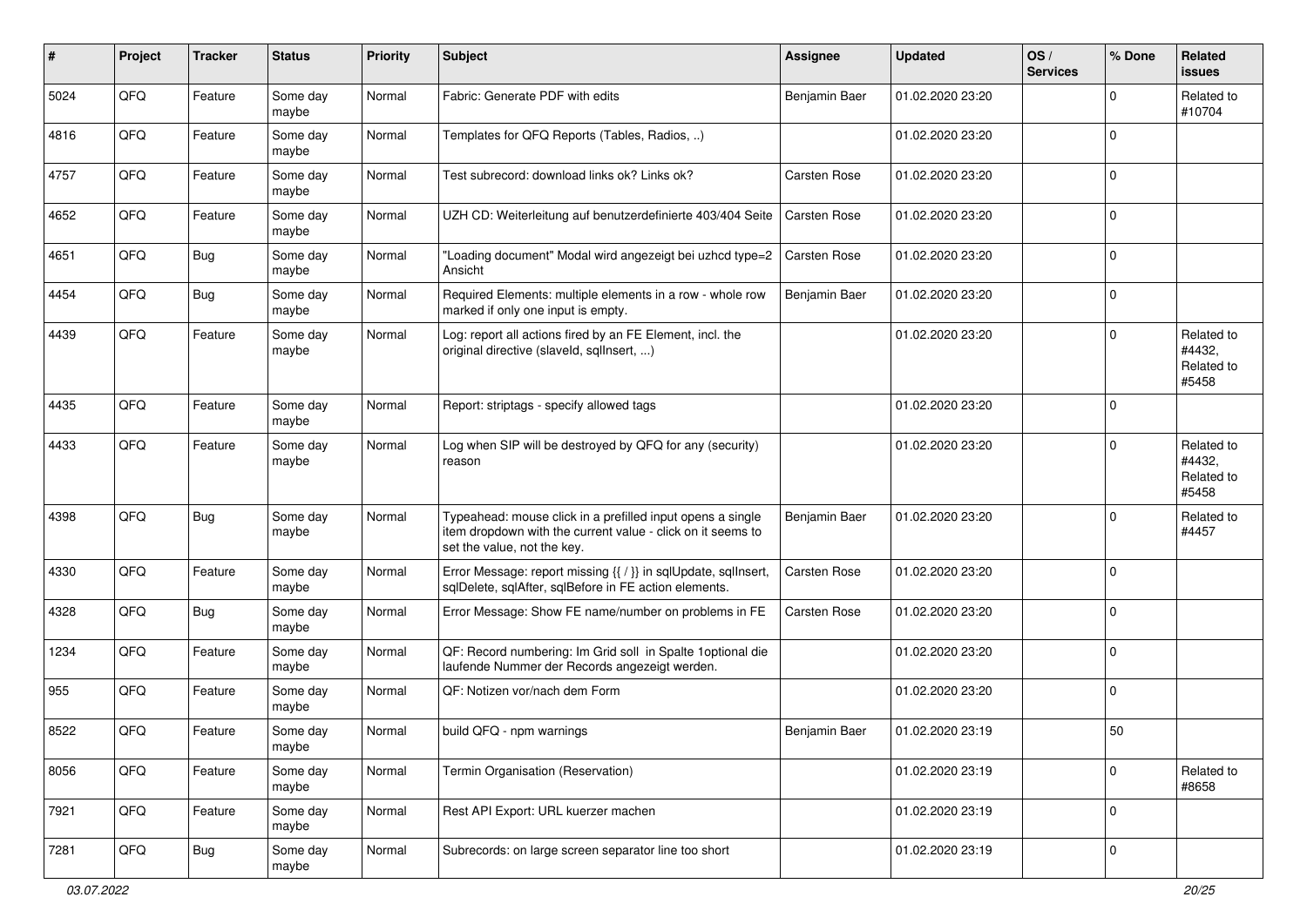| # | Project | Tracker | Status | Priority | Subject | Assignee | Updated | OS / Services | % Done | Related issues |
|---|---|---|---|---|---|---|---|---|---|---|
| 5024 | QFQ | Feature | Some day maybe | Normal | Fabric: Generate PDF with edits | Benjamin Baer | 01.02.2020 23:20 | | 0 | Related to #10704 |
| 4816 | QFQ | Feature | Some day maybe | Normal | Templates for QFQ Reports (Tables, Radios, ..) | | 01.02.2020 23:20 | | 0 | |
| 4757 | QFQ | Feature | Some day maybe | Normal | Test subrecord: download links ok? Links ok? | Carsten Rose | 01.02.2020 23:20 | | 0 | |
| 4652 | QFQ | Feature | Some day maybe | Normal | UZH CD: Weiterleitung auf benutzerdefinierte 403/404 Seite | Carsten Rose | 01.02.2020 23:20 | | 0 | |
| 4651 | QFQ | Bug | Some day maybe | Normal | "Loading document" Modal wird angezeigt bei uzhcd type=2 Ansicht | Carsten Rose | 01.02.2020 23:20 | | 0 | |
| 4454 | QFQ | Bug | Some day maybe | Normal | Required Elements: multiple elements in a row - whole row marked if only one input is empty. | Benjamin Baer | 01.02.2020 23:20 | | 0 | |
| 4439 | QFQ | Feature | Some day maybe | Normal | Log: report all actions fired by an FE Element, incl. the original directive (slaveId, sqlInsert, ...) | | 01.02.2020 23:20 | | 0 | Related to #4432, Related to #5458 |
| 4435 | QFQ | Feature | Some day maybe | Normal | Report: striptags - specify allowed tags | | 01.02.2020 23:20 | | 0 | |
| 4433 | QFQ | Feature | Some day maybe | Normal | Log when SIP will be destroyed by QFQ for any (security) reason | | 01.02.2020 23:20 | | 0 | Related to #4432, Related to #5458 |
| 4398 | QFQ | Bug | Some day maybe | Normal | Typeahead: mouse click in a prefilled input opens a single item dropdown with the current value - click on it seems to set the value, not the key. | Benjamin Baer | 01.02.2020 23:20 | | 0 | Related to #4457 |
| 4330 | QFQ | Feature | Some day maybe | Normal | Error Message: report missing {{ / }} in sqlUpdate, sqlInsert, sqlDelete, sqlAfter, sqlBefore in FE action elements. | Carsten Rose | 01.02.2020 23:20 | | 0 | |
| 4328 | QFQ | Bug | Some day maybe | Normal | Error Message: Show FE name/number on problems in FE | Carsten Rose | 01.02.2020 23:20 | | 0 | |
| 1234 | QFQ | Feature | Some day maybe | Normal | QF: Record numbering: Im Grid soll in Spalte 1optional die laufende Nummer der Records angezeigt werden. | | 01.02.2020 23:20 | | 0 | |
| 955 | QFQ | Feature | Some day maybe | Normal | QF: Notizen vor/nach dem Form | | 01.02.2020 23:20 | | 0 | |
| 8522 | QFQ | Feature | Some day maybe | Normal | build QFQ - npm warnings | Benjamin Baer | 01.02.2020 23:19 | | 50 | |
| 8056 | QFQ | Feature | Some day maybe | Normal | Termin Organisation (Reservation) | | 01.02.2020 23:19 | | 0 | Related to #8658 |
| 7921 | QFQ | Feature | Some day maybe | Normal | Rest API Export: URL kuerzer machen | | 01.02.2020 23:19 | | 0 | |
| 7281 | QFQ | Bug | Some day maybe | Normal | Subrecords: on large screen separator line too short | | 01.02.2020 23:19 | | 0 | |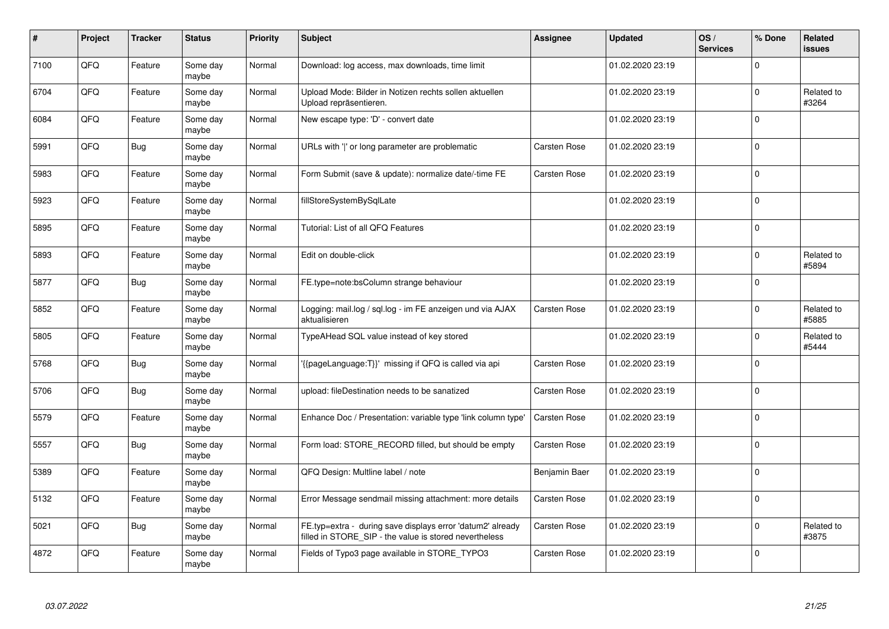| # | Project | Tracker | Status | Priority | Subject | Assignee | Updated | OS / Services | % Done | Related issues |
|---|---|---|---|---|---|---|---|---|---|---|
| 7100 | QFQ | Feature | Some day maybe | Normal | Download: log access, max downloads, time limit | | 01.02.2020 23:19 | | 0 | |
| 6704 | QFQ | Feature | Some day maybe | Normal | Upload Mode: Bilder in Notizen rechts sollen aktuellen Upload repräsentieren. | | 01.02.2020 23:19 | | 0 | Related to #3264 |
| 6084 | QFQ | Feature | Some day maybe | Normal | New escape type: 'D' - convert date | | 01.02.2020 23:19 | | 0 | |
| 5991 | QFQ | Bug | Some day maybe | Normal | URLs with '\|' or long parameter are problematic | Carsten Rose | 01.02.2020 23:19 | | 0 | |
| 5983 | QFQ | Feature | Some day maybe | Normal | Form Submit (save & update): normalize date/-time FE | Carsten Rose | 01.02.2020 23:19 | | 0 | |
| 5923 | QFQ | Feature | Some day maybe | Normal | fillStoreSystemBySqlLate | | 01.02.2020 23:19 | | 0 | |
| 5895 | QFQ | Feature | Some day maybe | Normal | Tutorial: List of all QFQ Features | | 01.02.2020 23:19 | | 0 | |
| 5893 | QFQ | Feature | Some day maybe | Normal | Edit on double-click | | 01.02.2020 23:19 | | 0 | Related to #5894 |
| 5877 | QFQ | Bug | Some day maybe | Normal | FE.type=note:bsColumn strange behaviour | | 01.02.2020 23:19 | | 0 | |
| 5852 | QFQ | Feature | Some day maybe | Normal | Logging: mail.log / sql.log - im FE anzeigen und via AJAX aktualisieren | Carsten Rose | 01.02.2020 23:19 | | 0 | Related to #5885 |
| 5805 | QFQ | Feature | Some day maybe | Normal | TypeAHead SQL value instead of key stored | | 01.02.2020 23:19 | | 0 | Related to #5444 |
| 5768 | QFQ | Bug | Some day maybe | Normal | '{{pageLanguage:T}}' missing if QFQ is called via api | Carsten Rose | 01.02.2020 23:19 | | 0 | |
| 5706 | QFQ | Bug | Some day maybe | Normal | upload: fileDestination needs to be sanatized | Carsten Rose | 01.02.2020 23:19 | | 0 | |
| 5579 | QFQ | Feature | Some day maybe | Normal | Enhance Doc / Presentation: variable type 'link column type' | Carsten Rose | 01.02.2020 23:19 | | 0 | |
| 5557 | QFQ | Bug | Some day maybe | Normal | Form load: STORE_RECORD filled, but should be empty | Carsten Rose | 01.02.2020 23:19 | | 0 | |
| 5389 | QFQ | Feature | Some day maybe | Normal | QFQ Design: Multline label / note | Benjamin Baer | 01.02.2020 23:19 | | 0 | |
| 5132 | QFQ | Feature | Some day maybe | Normal | Error Message sendmail missing attachment: more details | Carsten Rose | 01.02.2020 23:19 | | 0 | |
| 5021 | QFQ | Bug | Some day maybe | Normal | FE.typ=extra - during save displays error 'datum2' already filled in STORE_SIP - the value is stored nevertheless | Carsten Rose | 01.02.2020 23:19 | | 0 | Related to #3875 |
| 4872 | QFQ | Feature | Some day maybe | Normal | Fields of Typo3 page available in STORE_TYPO3 | Carsten Rose | 01.02.2020 23:19 | | 0 | |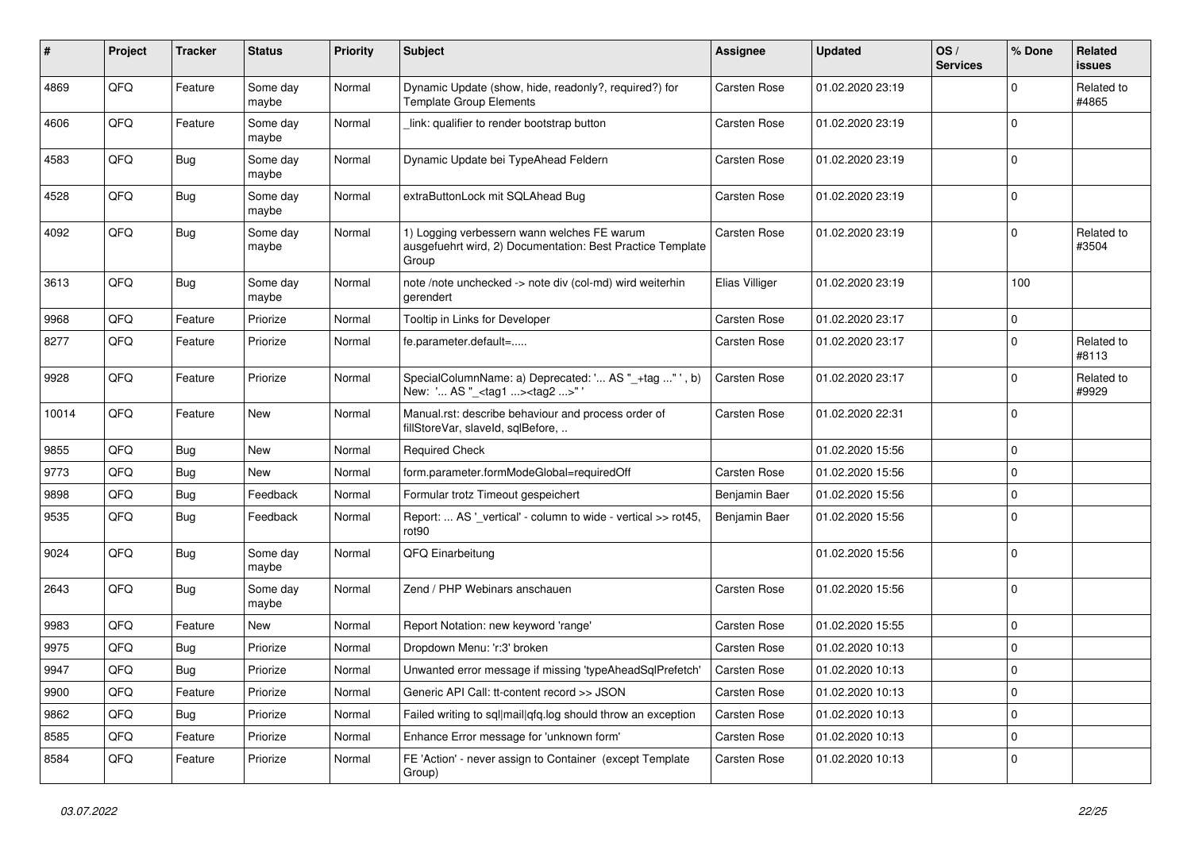| # | Project | Tracker | Status | Priority | Subject | Assignee | Updated | OS / Services | % Done | Related issues |
|---|---|---|---|---|---|---|---|---|---|---|
| 4869 | QFQ | Feature | Some day maybe | Normal | Dynamic Update (show, hide, readonly?, required?) for Template Group Elements | Carsten Rose | 01.02.2020 23:19 | | 0 | Related to #4865 |
| 4606 | QFQ | Feature | Some day maybe | Normal | _link: qualifier to render bootstrap button | Carsten Rose | 01.02.2020 23:19 | | 0 | |
| 4583 | QFQ | Bug | Some day maybe | Normal | Dynamic Update bei TypeAhead Feldern | Carsten Rose | 01.02.2020 23:19 | | 0 | |
| 4528 | QFQ | Bug | Some day maybe | Normal | extraButtonLock mit SQLAhead Bug | Carsten Rose | 01.02.2020 23:19 | | 0 | |
| 4092 | QFQ | Bug | Some day maybe | Normal | 1) Logging verbessern wann welches FE warum ausgefuehrt wird, 2) Documentation: Best Practice Template Group | Carsten Rose | 01.02.2020 23:19 | | 0 | Related to #3504 |
| 3613 | QFQ | Bug | Some day maybe | Normal | note /note unchecked -> note div (col-md) wird weiterhin gerendert | Elias Villiger | 01.02.2020 23:19 | | 100 | |
| 9968 | QFQ | Feature | Priorize | Normal | Tooltip in Links for Developer | Carsten Rose | 01.02.2020 23:17 | | 0 | |
| 8277 | QFQ | Feature | Priorize | Normal | fe.parameter.default=..... | Carsten Rose | 01.02.2020 23:17 | | 0 | Related to #8113 |
| 9928 | QFQ | Feature | Priorize | Normal | SpecialColumnName: a) Deprecated: '... AS "_+tag ..." ', b) New: '... AS "_<tag1 ...><tag2 ...>" ' | Carsten Rose | 01.02.2020 23:17 | | 0 | Related to #9929 |
| 10014 | QFQ | Feature | New | Normal | Manual.rst: describe behaviour and process order of fillStoreVar, slaveId, sqlBefore, .. | Carsten Rose | 01.02.2020 22:31 | | 0 | |
| 9855 | QFQ | Bug | New | Normal | Required Check | | 01.02.2020 15:56 | | 0 | |
| 9773 | QFQ | Bug | New | Normal | form.parameter.formModeGlobal=requiredOff | Carsten Rose | 01.02.2020 15:56 | | 0 | |
| 9898 | QFQ | Bug | Feedback | Normal | Formular trotz Timeout gespeichert | Benjamin Baer | 01.02.2020 15:56 | | 0 | |
| 9535 | QFQ | Bug | Feedback | Normal | Report: ... AS '_vertical' - column to wide - vertical >> rot45, rot90 | Benjamin Baer | 01.02.2020 15:56 | | 0 | |
| 9024 | QFQ | Bug | Some day maybe | Normal | QFQ Einarbeitung | | 01.02.2020 15:56 | | 0 | |
| 2643 | QFQ | Bug | Some day maybe | Normal | Zend / PHP Webinars anschauen | Carsten Rose | 01.02.2020 15:56 | | 0 | |
| 9983 | QFQ | Feature | New | Normal | Report Notation: new keyword 'range' | Carsten Rose | 01.02.2020 15:55 | | 0 | |
| 9975 | QFQ | Bug | Priorize | Normal | Dropdown Menu: 'r:3' broken | Carsten Rose | 01.02.2020 10:13 | | 0 | |
| 9947 | QFQ | Bug | Priorize | Normal | Unwanted error message if missing 'typeAheadSqlPrefetch' | Carsten Rose | 01.02.2020 10:13 | | 0 | |
| 9900 | QFQ | Feature | Priorize | Normal | Generic API Call: tt-content record >> JSON | Carsten Rose | 01.02.2020 10:13 | | 0 | |
| 9862 | QFQ | Bug | Priorize | Normal | Failed writing to sql\|mail\|qfq.log should throw an exception | Carsten Rose | 01.02.2020 10:13 | | 0 | |
| 8585 | QFQ | Feature | Priorize | Normal | Enhance Error message for 'unknown form' | Carsten Rose | 01.02.2020 10:13 | | 0 | |
| 8584 | QFQ | Feature | Priorize | Normal | FE 'Action' - never assign to Container (except Template Group) | Carsten Rose | 01.02.2020 10:13 | | 0 | |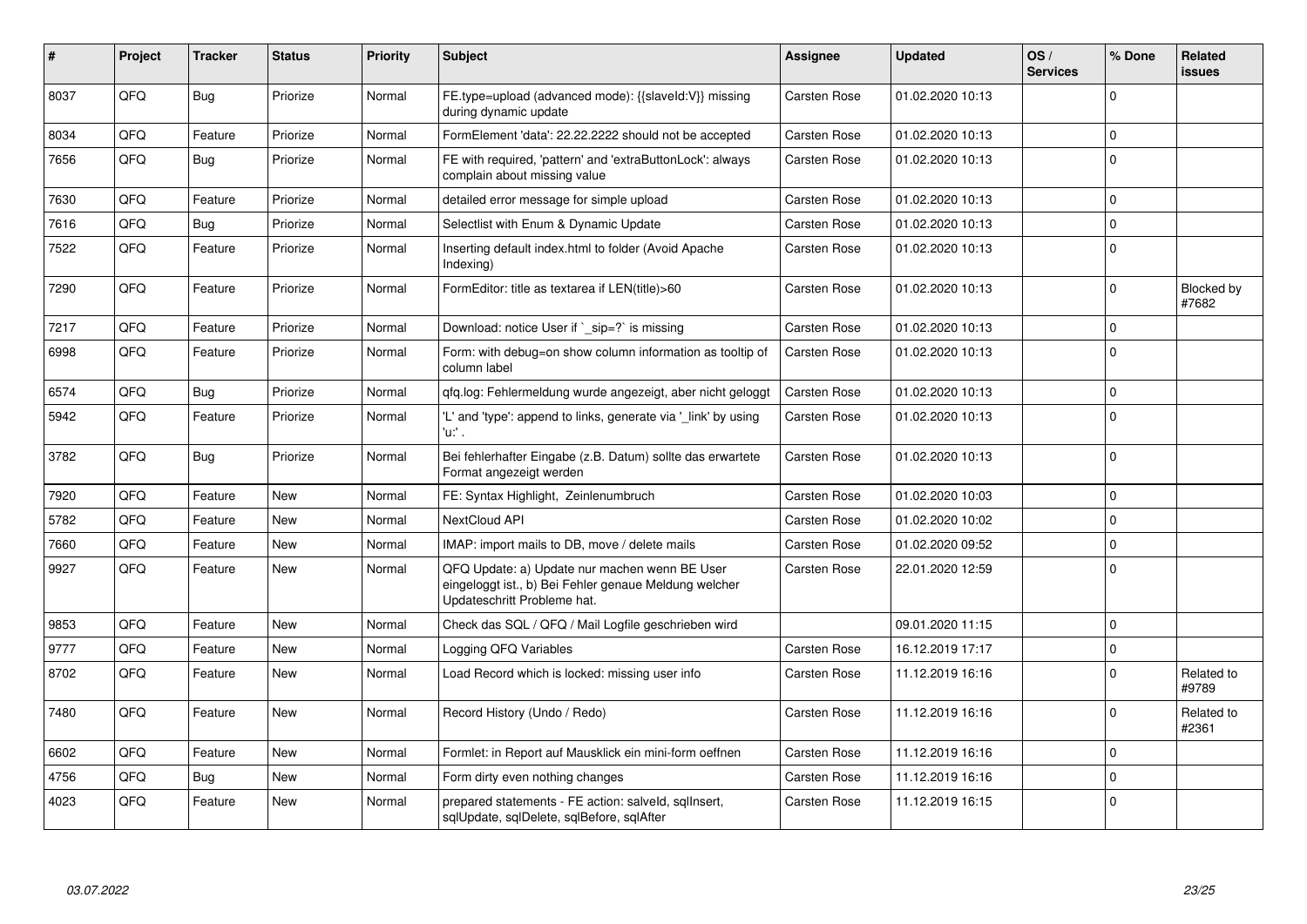| # | Project | Tracker | Status | Priority | Subject | Assignee | Updated | OS / Services | % Done | Related issues |
|---|---|---|---|---|---|---|---|---|---|---|
| 8037 | QFQ | Bug | Priorize | Normal | FE.type=upload (advanced mode): {{slaveId:V}} missing during dynamic update | Carsten Rose | 01.02.2020 10:13 | | 0 | |
| 8034 | QFQ | Feature | Priorize | Normal | FormElement 'data': 22.22.2222 should not be accepted | Carsten Rose | 01.02.2020 10:13 | | 0 | |
| 7656 | QFQ | Bug | Priorize | Normal | FE with required, 'pattern' and 'extraButtonLock': always complain about missing value | Carsten Rose | 01.02.2020 10:13 | | 0 | |
| 7630 | QFQ | Feature | Priorize | Normal | detailed error message for simple upload | Carsten Rose | 01.02.2020 10:13 | | 0 | |
| 7616 | QFQ | Bug | Priorize | Normal | Selectlist with Enum & Dynamic Update | Carsten Rose | 01.02.2020 10:13 | | 0 | |
| 7522 | QFQ | Feature | Priorize | Normal | Inserting default index.html to folder (Avoid Apache Indexing) | Carsten Rose | 01.02.2020 10:13 | | 0 | |
| 7290 | QFQ | Feature | Priorize | Normal | FormEditor: title as textarea if LEN(title)>60 | Carsten Rose | 01.02.2020 10:13 | | 0 | Blocked by #7682 |
| 7217 | QFQ | Feature | Priorize | Normal | Download: notice User if `_sip=?` is missing | Carsten Rose | 01.02.2020 10:13 | | 0 | |
| 6998 | QFQ | Feature | Priorize | Normal | Form: with debug=on show column information as tooltip of column label | Carsten Rose | 01.02.2020 10:13 | | 0 | |
| 6574 | QFQ | Bug | Priorize | Normal | qfq.log: Fehlermeldung wurde angezeigt, aber nicht geloggt | Carsten Rose | 01.02.2020 10:13 | | 0 | |
| 5942 | QFQ | Feature | Priorize | Normal | 'L' and 'type': append to links, generate via '_link' by using 'u:' . | Carsten Rose | 01.02.2020 10:13 | | 0 | |
| 3782 | QFQ | Bug | Priorize | Normal | Bei fehlerhafter Eingabe (z.B. Datum) sollte das erwartete Format angezeigt werden | Carsten Rose | 01.02.2020 10:13 | | 0 | |
| 7920 | QFQ | Feature | New | Normal | FE: Syntax Highlight, Zeinlenumbruch | Carsten Rose | 01.02.2020 10:03 | | 0 | |
| 5782 | QFQ | Feature | New | Normal | NextCloud API | Carsten Rose | 01.02.2020 10:02 | | 0 | |
| 7660 | QFQ | Feature | New | Normal | IMAP: import mails to DB, move / delete mails | Carsten Rose | 01.02.2020 09:52 | | 0 | |
| 9927 | QFQ | Feature | New | Normal | QFQ Update: a) Update nur machen wenn BE User eingeloggt ist., b) Bei Fehler genaue Meldung welcher Updateschritt Probleme hat. | Carsten Rose | 22.01.2020 12:59 | | 0 | |
| 9853 | QFQ | Feature | New | Normal | Check das SQL / QFQ / Mail Logfile geschrieben wird | | 09.01.2020 11:15 | | 0 | |
| 9777 | QFQ | Feature | New | Normal | Logging QFQ Variables | Carsten Rose | 16.12.2019 17:17 | | 0 | |
| 8702 | QFQ | Feature | New | Normal | Load Record which is locked: missing user info | Carsten Rose | 11.12.2019 16:16 | | 0 | Related to #9789 |
| 7480 | QFQ | Feature | New | Normal | Record History (Undo / Redo) | Carsten Rose | 11.12.2019 16:16 | | 0 | Related to #2361 |
| 6602 | QFQ | Feature | New | Normal | Formlet: in Report auf Mausklick ein mini-form oeffnen | Carsten Rose | 11.12.2019 16:16 | | 0 | |
| 4756 | QFQ | Bug | New | Normal | Form dirty even nothing changes | Carsten Rose | 11.12.2019 16:16 | | 0 | |
| 4023 | QFQ | Feature | New | Normal | prepared statements - FE action: salveId, sqlInsert, sqlUpdate, sqlDelete, sqlBefore, sqlAfter | Carsten Rose | 11.12.2019 16:15 | | 0 | |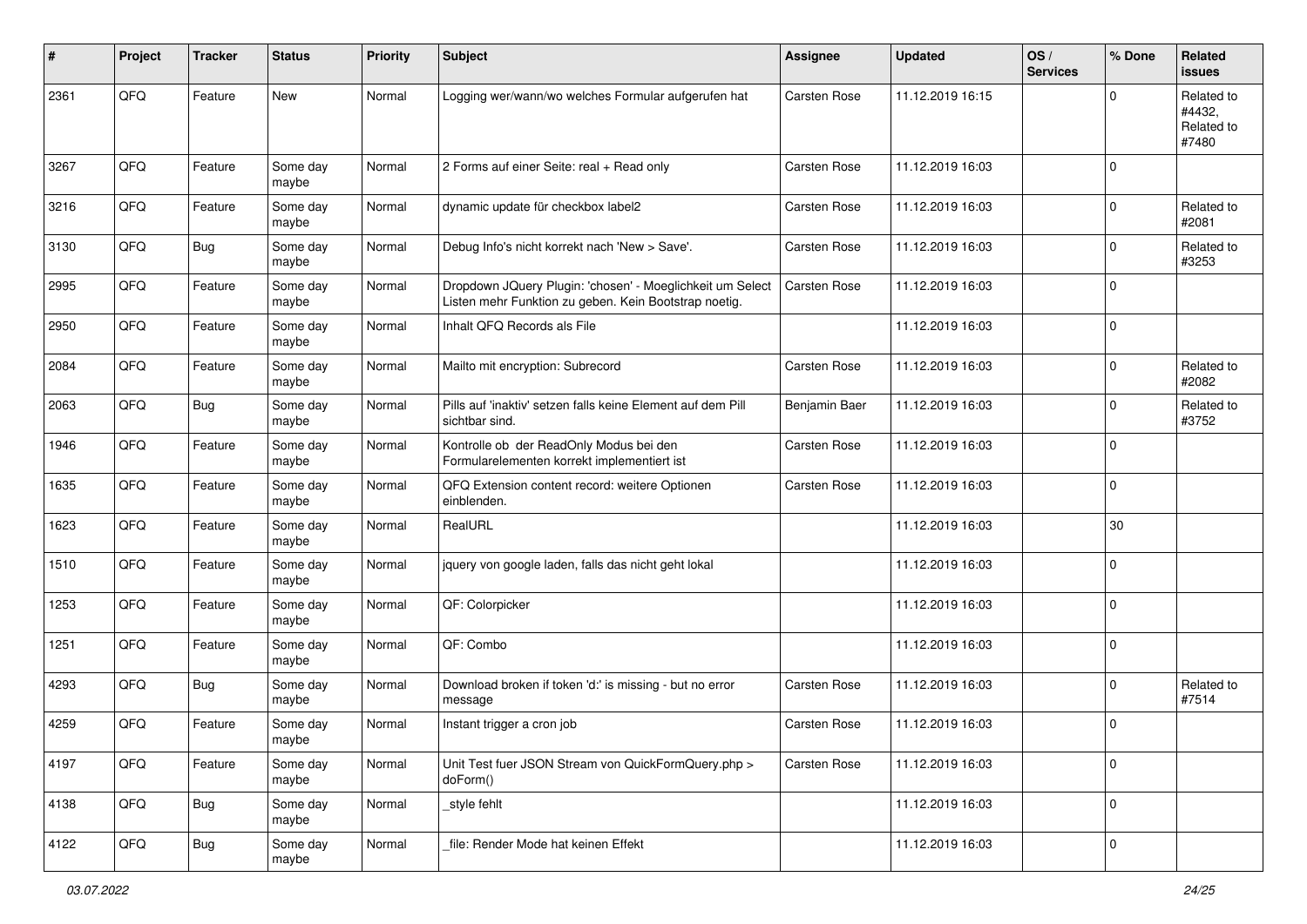| # | Project | Tracker | Status | Priority | Subject | Assignee | Updated | OS / Services | % Done | Related issues |
|---|---|---|---|---|---|---|---|---|---|---|
| 2361 | QFQ | Feature | New | Normal | Logging wer/wann/wo welches Formular aufgerufen hat | Carsten Rose | 11.12.2019 16:15 | | 0 | Related to #4432, Related to #7480 |
| 3267 | QFQ | Feature | Some day maybe | Normal | 2 Forms auf einer Seite: real + Read only | Carsten Rose | 11.12.2019 16:03 | | 0 | |
| 3216 | QFQ | Feature | Some day maybe | Normal | dynamic update für checkbox label2 | Carsten Rose | 11.12.2019 16:03 | | 0 | Related to #2081 |
| 3130 | QFQ | Bug | Some day maybe | Normal | Debug Info's nicht korrekt nach 'New > Save'. | Carsten Rose | 11.12.2019 16:03 | | 0 | Related to #3253 |
| 2995 | QFQ | Feature | Some day maybe | Normal | Dropdown JQuery Plugin: 'chosen' - Moeglichkeit um Select Listen mehr Funktion zu geben. Kein Bootstrap noetig. | Carsten Rose | 11.12.2019 16:03 | | 0 | |
| 2950 | QFQ | Feature | Some day maybe | Normal | Inhalt QFQ Records als File | | 11.12.2019 16:03 | | 0 | |
| 2084 | QFQ | Feature | Some day maybe | Normal | Mailto mit encryption: Subrecord | Carsten Rose | 11.12.2019 16:03 | | 0 | Related to #2082 |
| 2063 | QFQ | Bug | Some day maybe | Normal | Pills auf 'inaktiv' setzen falls keine Element auf dem Pill sichtbar sind. | Benjamin Baer | 11.12.2019 16:03 | | 0 | Related to #3752 |
| 1946 | QFQ | Feature | Some day maybe | Normal | Kontrolle ob der ReadOnly Modus bei den Formularelementen korrekt implementiert ist | Carsten Rose | 11.12.2019 16:03 | | 0 | |
| 1635 | QFQ | Feature | Some day maybe | Normal | QFQ Extension content record: weitere Optionen einblenden. | Carsten Rose | 11.12.2019 16:03 | | 0 | |
| 1623 | QFQ | Feature | Some day maybe | Normal | RealURL | | 11.12.2019 16:03 | | 30 | |
| 1510 | QFQ | Feature | Some day maybe | Normal | jquery von google laden, falls das nicht geht lokal | | 11.12.2019 16:03 | | 0 | |
| 1253 | QFQ | Feature | Some day maybe | Normal | QF: Colorpicker | | 11.12.2019 16:03 | | 0 | |
| 1251 | QFQ | Feature | Some day maybe | Normal | QF: Combo | | 11.12.2019 16:03 | | 0 | |
| 4293 | QFQ | Bug | Some day maybe | Normal | Download broken if token 'd:' is missing - but no error message | Carsten Rose | 11.12.2019 16:03 | | 0 | Related to #7514 |
| 4259 | QFQ | Feature | Some day maybe | Normal | Instant trigger a cron job | Carsten Rose | 11.12.2019 16:03 | | 0 | |
| 4197 | QFQ | Feature | Some day maybe | Normal | Unit Test fuer JSON Stream von QuickFormQuery.php > doForm() | Carsten Rose | 11.12.2019 16:03 | | 0 | |
| 4138 | QFQ | Bug | Some day maybe | Normal | _style fehlt | | 11.12.2019 16:03 | | 0 | |
| 4122 | QFQ | Bug | Some day maybe | Normal | _file: Render Mode hat keinen Effekt | | 11.12.2019 16:03 | | 0 | |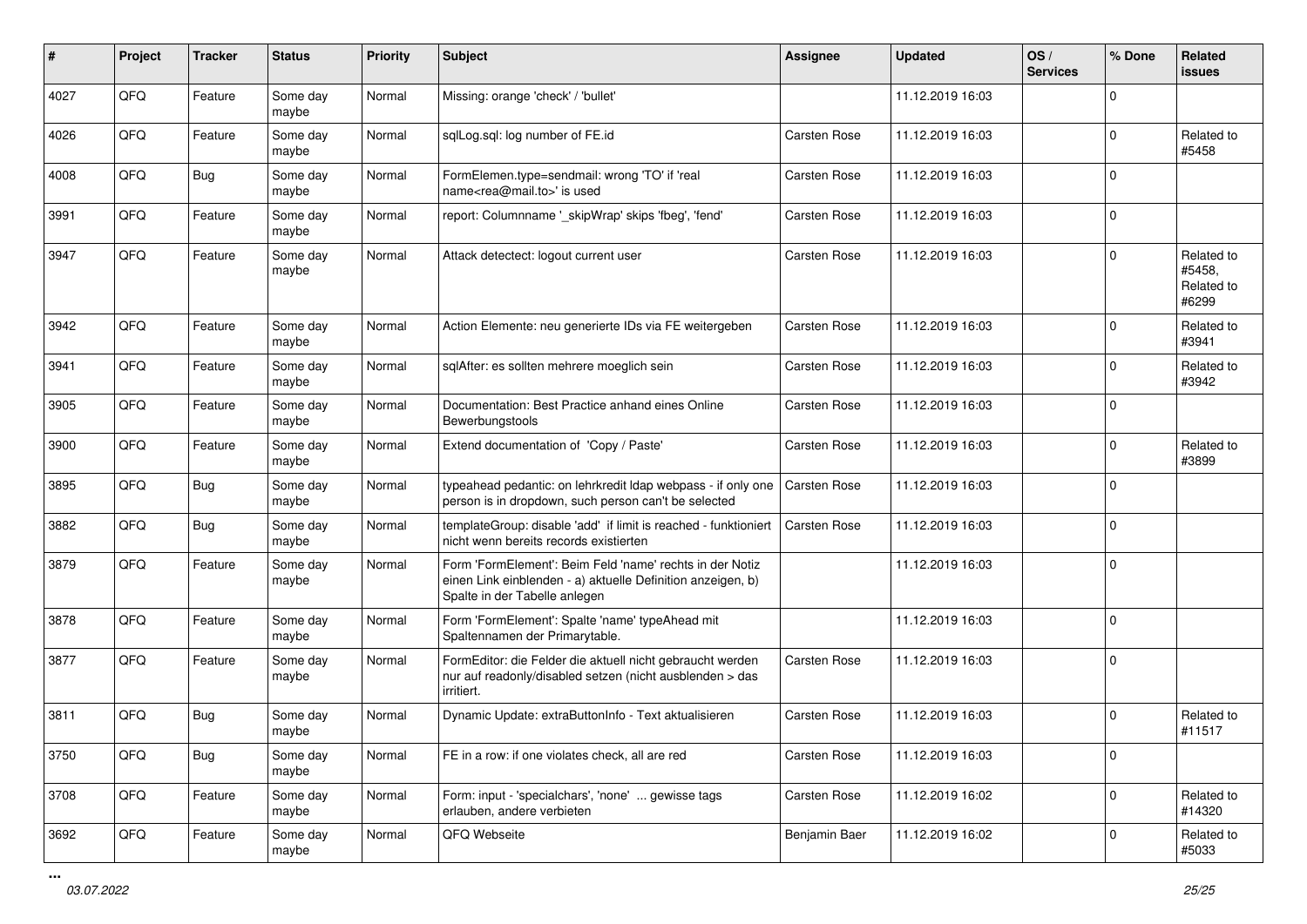| # | Project | Tracker | Status | Priority | Subject | Assignee | Updated | OS / Services | % Done | Related issues |
|---|---|---|---|---|---|---|---|---|---|---|
| 4027 | QFQ | Feature | Some day maybe | Normal | Missing: orange 'check' / 'bullet' | | 11.12.2019 16:03 | | 0 | |
| 4026 | QFQ | Feature | Some day maybe | Normal | sqlLog.sql: log number of FE.id | Carsten Rose | 11.12.2019 16:03 | | 0 | Related to #5458 |
| 4008 | QFQ | Bug | Some day maybe | Normal | FormElemen.type=sendmail: wrong 'TO' if 'real name<rea@mail.to>' is used | Carsten Rose | 11.12.2019 16:03 | | 0 | |
| 3991 | QFQ | Feature | Some day maybe | Normal | report: Columnname '_skipWrap' skips 'fbeg', 'fend' | Carsten Rose | 11.12.2019 16:03 | | 0 | |
| 3947 | QFQ | Feature | Some day maybe | Normal | Attack detectect: logout current user | Carsten Rose | 11.12.2019 16:03 | | 0 | Related to #5458, Related to #6299 |
| 3942 | QFQ | Feature | Some day maybe | Normal | Action Elemente: neu generierte IDs via FE weitergeben | Carsten Rose | 11.12.2019 16:03 | | 0 | Related to #3941 |
| 3941 | QFQ | Feature | Some day maybe | Normal | sqlAfter: es sollten mehrere moeglich sein | Carsten Rose | 11.12.2019 16:03 | | 0 | Related to #3942 |
| 3905 | QFQ | Feature | Some day maybe | Normal | Documentation: Best Practice anhand eines Online Bewerbungstools | Carsten Rose | 11.12.2019 16:03 | | 0 | |
| 3900 | QFQ | Feature | Some day maybe | Normal | Extend documentation of 'Copy / Paste' | Carsten Rose | 11.12.2019 16:03 | | 0 | Related to #3899 |
| 3895 | QFQ | Bug | Some day maybe | Normal | typeahead pedantic: on lehrkredit ldap webpass - if only one person is in dropdown, such person can't be selected | Carsten Rose | 11.12.2019 16:03 | | 0 | |
| 3882 | QFQ | Bug | Some day maybe | Normal | templateGroup: disable 'add' if limit is reached - funktioniert nicht wenn bereits records existierten | Carsten Rose | 11.12.2019 16:03 | | 0 | |
| 3879 | QFQ | Feature | Some day maybe | Normal | Form 'FormElement': Beim Feld 'name' rechts in der Notiz einen Link einblenden - a) aktuelle Definition anzeigen, b) Spalte in der Tabelle anlegen | | 11.12.2019 16:03 | | 0 | |
| 3878 | QFQ | Feature | Some day maybe | Normal | Form 'FormElement': Spalte 'name' typeAhead mit Spaltennamen der Primarytable. | | 11.12.2019 16:03 | | 0 | |
| 3877 | QFQ | Feature | Some day maybe | Normal | FormEditor: die Felder die aktuell nicht gebraucht werden nur auf readonly/disabled setzen (nicht ausblenden > das irritiert. | Carsten Rose | 11.12.2019 16:03 | | 0 | |
| 3811 | QFQ | Bug | Some day maybe | Normal | Dynamic Update: extraButtonInfo - Text aktualisieren | Carsten Rose | 11.12.2019 16:03 | | 0 | Related to #11517 |
| 3750 | QFQ | Bug | Some day maybe | Normal | FE in a row: if one violates check, all are red | Carsten Rose | 11.12.2019 16:03 | | 0 | |
| 3708 | QFQ | Feature | Some day maybe | Normal | Form: input - 'specialchars', 'none' ... gewisse tags erlauben, andere verbieten | Carsten Rose | 11.12.2019 16:02 | | 0 | Related to #14320 |
| 3692 | QFQ | Feature | Some day maybe | Normal | QFQ Webseite | Benjamin Baer | 11.12.2019 16:02 | | 0 | Related to #5033 |

...

*03.07.2022*